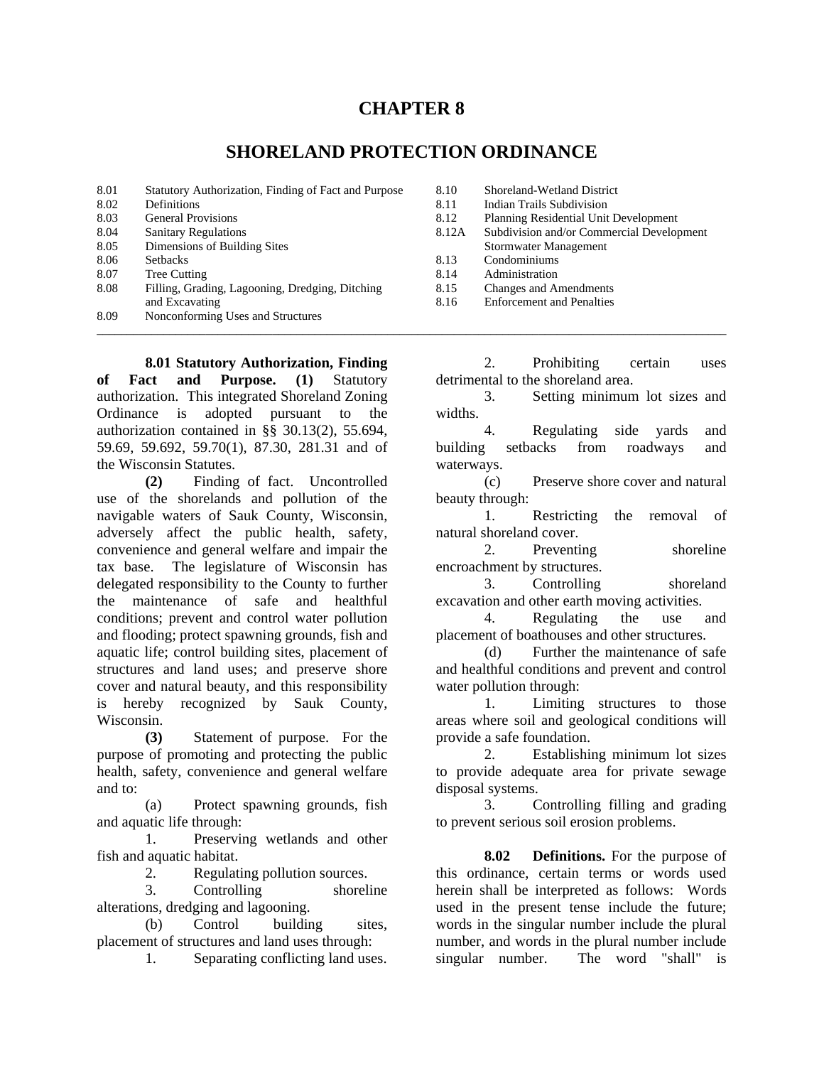# CHAPTER 8

## SHORELAND PROTECTION ORDINANCE

| | | | |
|---|---|---|---|
| 8.01 | Statutory Authorization, Finding of Fact and Purpose | 8.10 | Shoreland-Wetland District |
| 8.02 | Definitions | 8.11 | Indian Trails Subdivision |
| 8.03 | General Provisions | 8.12 | Planning Residential Unit Development |
| 8.04 | Sanitary Regulations | 8.12A | Subdivision and/or Commercial Development Stormwater Management |
| 8.05 | Dimensions of Building Sites | 8.13 | Condominiums |
| 8.06 | Setbacks | 8.14 | Administration |
| 8.07 | Tree Cutting | 8.15 | Changes and Amendments |
| 8.08 | Filling, Grading, Lagooning, Dredging, Ditching and Excavating | 8.16 | Enforcement and Penalties |
| 8.09 | Nonconforming Uses and Structures | | |

**8.01 Statutory Authorization, Finding of Fact and Purpose. (1)** Statutory authorization. This integrated Shoreland Zoning Ordinance is adopted pursuant to the authorization contained in §§ 30.13(2), 55.694, 59.69, 59.692, 59.70(1), 87.30, 281.31 and of the Wisconsin Statutes.

**(2)** Finding of fact. Uncontrolled use of the shorelands and pollution of the navigable waters of Sauk County, Wisconsin, adversely affect the public health, safety, convenience and general welfare and impair the tax base. The legislature of Wisconsin has delegated responsibility to the County to further the maintenance of safe and healthful conditions; prevent and control water pollution and flooding; protect spawning grounds, fish and aquatic life; control building sites, placement of structures and land uses; and preserve shore cover and natural beauty, and this responsibility is hereby recognized by Sauk County, Wisconsin.

**(3)** Statement of purpose. For the purpose of promoting and protecting the public health, safety, convenience and general welfare and to:

(a) Protect spawning grounds, fish and aquatic life through:

1. Preserving wetlands and other fish and aquatic habitat.
2. Regulating pollution sources.
3. Controlling shoreline alterations, dredging and lagooning.

(b) Control building sites, placement of structures and land uses through:

1. Separating conflicting land uses.
2. Prohibiting certain uses detrimental to the shoreland area.
3. Setting minimum lot sizes and widths.
4. Regulating side yards and building setbacks from roadways and waterways.

(c) Preserve shore cover and natural beauty through:

1. Restricting the removal of natural shoreland cover.
2. Preventing shoreline encroachment by structures.
3. Controlling shoreland excavation and other earth moving activities.
4. Regulating the use and placement of boathouses and other structures.

(d) Further the maintenance of safe and healthful conditions and prevent and control water pollution through:

1. Limiting structures to those areas where soil and geological conditions will provide a safe foundation.
2. Establishing minimum lot sizes to provide adequate area for private sewage disposal systems.
3. Controlling filling and grading to prevent serious soil erosion problems.

**8.02 Definitions.** For the purpose of this ordinance, certain terms or words used herein shall be interpreted as follows: Words used in the present tense include the future; words in the singular number include the plural number, and words in the plural number include singular number. The word "shall" is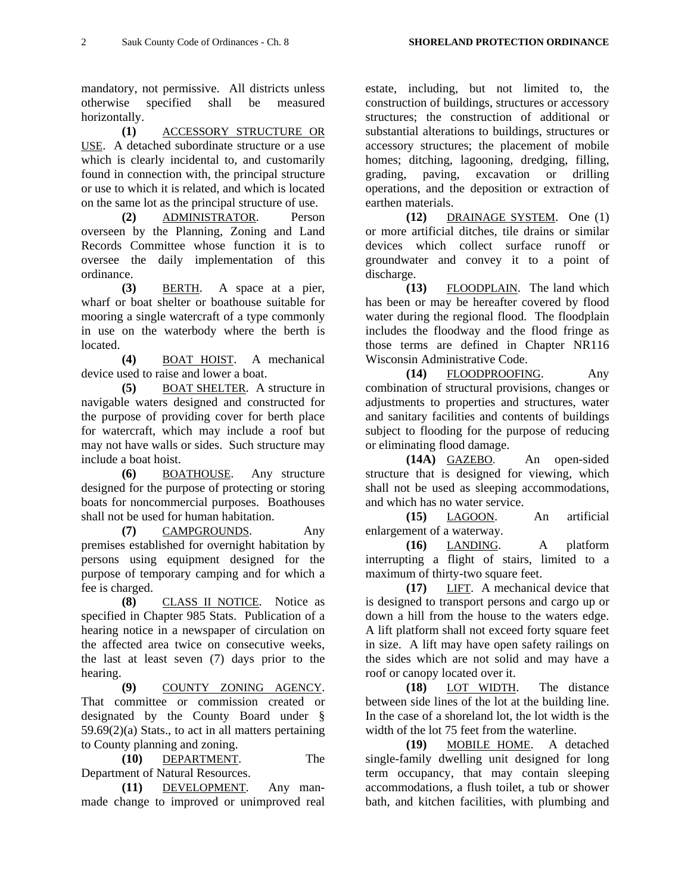mandatory, not permissive. All districts unless otherwise specified shall be measured horizontally.

**(1)** ACCESSORY STRUCTURE OR USE. A detached subordinate structure or a use which is clearly incidental to, and customarily found in connection with, the principal structure or use to which it is related, and which is located on the same lot as the principal structure of use.

**(2)** ADMINISTRATOR. Person overseen by the Planning, Zoning and Land Records Committee whose function it is to oversee the daily implementation of this ordinance.

**(3)** BERTH. A space at a pier, wharf or boat shelter or boathouse suitable for mooring a single watercraft of a type commonly in use on the waterbody where the berth is located.

**(4)** BOAT HOIST. A mechanical device used to raise and lower a boat.

**(5)** BOAT SHELTER. A structure in navigable waters designed and constructed for the purpose of providing cover for berth place for watercraft, which may include a roof but may not have walls or sides. Such structure may include a boat hoist.

**(6)** BOATHOUSE. Any structure designed for the purpose of protecting or storing boats for noncommercial purposes. Boathouses shall not be used for human habitation.

**(7)** CAMPGROUNDS. Any premises established for overnight habitation by persons using equipment designed for the purpose of temporary camping and for which a fee is charged.

**(8)** CLASS II NOTICE. Notice as specified in Chapter 985 Stats. Publication of a hearing notice in a newspaper of circulation on the affected area twice on consecutive weeks, the last at least seven (7) days prior to the hearing.

**(9)** COUNTY ZONING AGENCY. That committee or commission created or designated by the County Board under § 59.69(2)(a) Stats., to act in all matters pertaining to County planning and zoning.

**(10)** DEPARTMENT. The Department of Natural Resources.

**(11)** DEVELOPMENT. Any man-made change to improved or unimproved real estate, including, but not limited to, the construction of buildings, structures or accessory structures; the construction of additional or substantial alterations to buildings, structures or accessory structures; the placement of mobile homes; ditching, lagooning, dredging, filling, grading, paving, excavation or drilling operations, and the deposition or extraction of earthen materials.

**(12)** DRAINAGE SYSTEM. One (1) or more artificial ditches, tile drains or similar devices which collect surface runoff or groundwater and convey it to a point of discharge.

**(13)** FLOODPLAIN. The land which has been or may be hereafter covered by flood water during the regional flood. The floodplain includes the floodway and the flood fringe as those terms are defined in Chapter NR116 Wisconsin Administrative Code.

**(14)** FLOODPROOFING. Any combination of structural provisions, changes or adjustments to properties and structures, water and sanitary facilities and contents of buildings subject to flooding for the purpose of reducing or eliminating flood damage.

**(14A)** GAZEBO. An open-sided structure that is designed for viewing, which shall not be used as sleeping accommodations, and which has no water service.

**(15)** LAGOON. An artificial enlargement of a waterway.

**(16)** LANDING. A platform interrupting a flight of stairs, limited to a maximum of thirty-two square feet.

**(17)** LIFT. A mechanical device that is designed to transport persons and cargo up or down a hill from the house to the waters edge. A lift platform shall not exceed forty square feet in size. A lift may have open safety railings on the sides which are not solid and may have a roof or canopy located over it.

**(18)** LOT WIDTH. The distance between side lines of the lot at the building line. In the case of a shoreland lot, the lot width is the width of the lot 75 feet from the waterline.

**(19)** MOBILE HOME. A detached single-family dwelling unit designed for long term occupancy, that may contain sleeping accommodations, a flush toilet, a tub or shower bath, and kitchen facilities, with plumbing and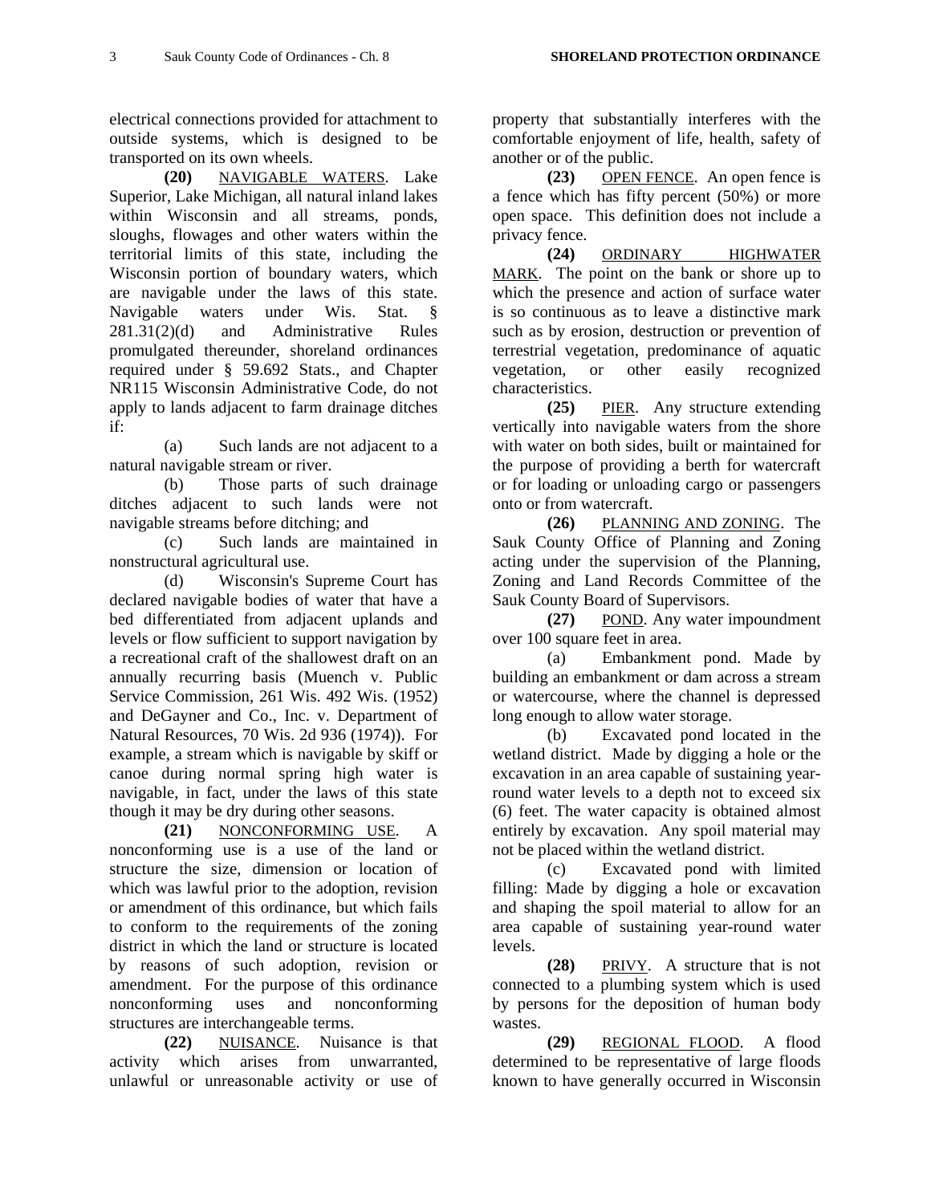electrical connections provided for attachment to outside systems, which is designed to be transported on its own wheels.

**(20)** NAVIGABLE WATERS. Lake Superior, Lake Michigan, all natural inland lakes within Wisconsin and all streams, ponds, sloughs, flowages and other waters within the territorial limits of this state, including the Wisconsin portion of boundary waters, which are navigable under the laws of this state. Navigable waters under Wis. Stat. § 281.31(2)(d) and Administrative Rules promulgated thereunder, shoreland ordinances required under § 59.692 Stats., and Chapter NR115 Wisconsin Administrative Code, do not apply to lands adjacent to farm drainage ditches if:

(a) Such lands are not adjacent to a natural navigable stream or river.

(b) Those parts of such drainage ditches adjacent to such lands were not navigable streams before ditching; and

(c) Such lands are maintained in nonstructural agricultural use.

(d) Wisconsin's Supreme Court has declared navigable bodies of water that have a bed differentiated from adjacent uplands and levels or flow sufficient to support navigation by a recreational craft of the shallowest draft on an annually recurring basis (Muench v. Public Service Commission, 261 Wis. 492 Wis. (1952) and DeGayner and Co., Inc. v. Department of Natural Resources, 70 Wis. 2d 936 (1974)). For example, a stream which is navigable by skiff or canoe during normal spring high water is navigable, in fact, under the laws of this state though it may be dry during other seasons.

**(21)** NONCONFORMING USE. A nonconforming use is a use of the land or structure the size, dimension or location of which was lawful prior to the adoption, revision or amendment of this ordinance, but which fails to conform to the requirements of the zoning district in which the land or structure is located by reasons of such adoption, revision or amendment. For the purpose of this ordinance nonconforming uses and nonconforming structures are interchangeable terms.

**(22)** NUISANCE. Nuisance is that activity which arises from unwarranted, unlawful or unreasonable activity or use of property that substantially interferes with the comfortable enjoyment of life, health, safety of another or of the public.

**(23)** OPEN FENCE. An open fence is a fence which has fifty percent (50%) or more open space. This definition does not include a privacy fence.

**(24)** ORDINARY HIGHWATER MARK. The point on the bank or shore up to which the presence and action of surface water is so continuous as to leave a distinctive mark such as by erosion, destruction or prevention of terrestrial vegetation, predominance of aquatic vegetation, or other easily recognized characteristics.

**(25)** PIER. Any structure extending vertically into navigable waters from the shore with water on both sides, built or maintained for the purpose of providing a berth for watercraft or for loading or unloading cargo or passengers onto or from watercraft.

**(26)** PLANNING AND ZONING. The Sauk County Office of Planning and Zoning acting under the supervision of the Planning, Zoning and Land Records Committee of the Sauk County Board of Supervisors.

**(27)** POND. Any water impoundment over 100 square feet in area.

(a) Embankment pond. Made by building an embankment or dam across a stream or watercourse, where the channel is depressed long enough to allow water storage.

(b) Excavated pond located in the wetland district. Made by digging a hole or the excavation in an area capable of sustaining year-round water levels to a depth not to exceed six (6) feet. The water capacity is obtained almost entirely by excavation. Any spoil material may not be placed within the wetland district.

(c) Excavated pond with limited filling: Made by digging a hole or excavation and shaping the spoil material to allow for an area capable of sustaining year-round water levels.

**(28)** PRIVY. A structure that is not connected to a plumbing system which is used by persons for the deposition of human body wastes.

**(29)** REGIONAL FLOOD. A flood determined to be representative of large floods known to have generally occurred in Wisconsin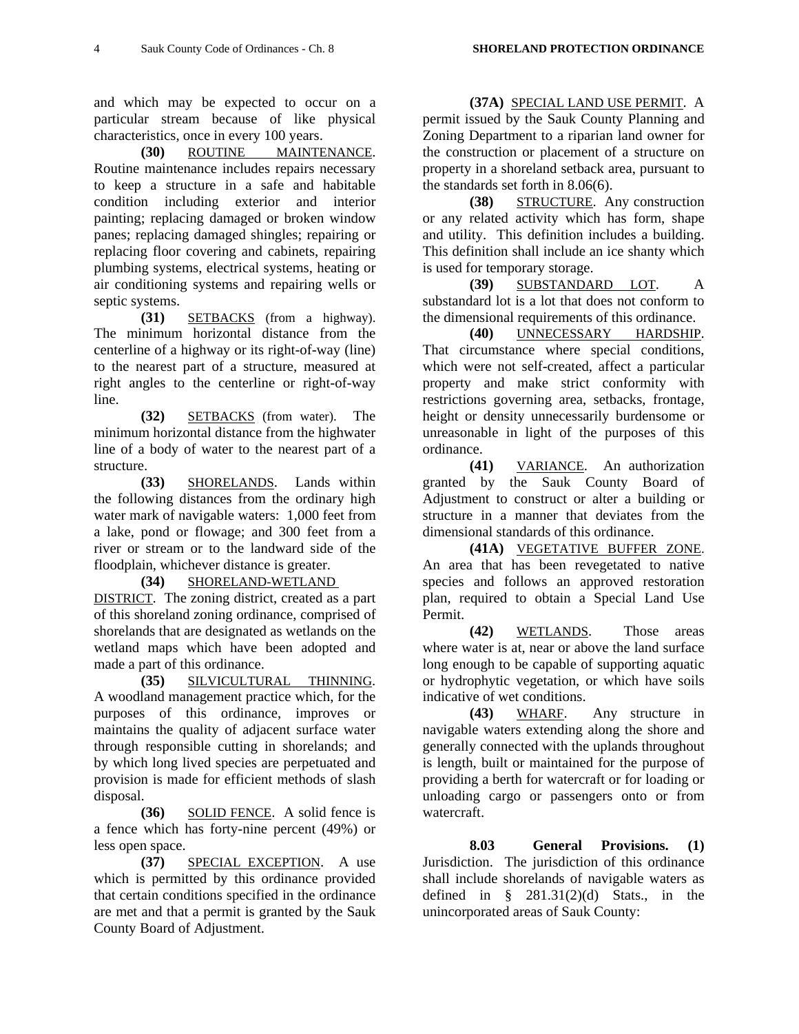and which may be expected to occur on a particular stream because of like physical characteristics, once in every 100 years.

**(30)** ROUTINE MAINTENANCE. Routine maintenance includes repairs necessary to keep a structure in a safe and habitable condition including exterior and interior painting; replacing damaged or broken window panes; replacing damaged shingles; repairing or replacing floor covering and cabinets, repairing plumbing systems, electrical systems, heating or air conditioning systems and repairing wells or septic systems.

**(31)** SETBACKS (from a highway). The minimum horizontal distance from the centerline of a highway or its right-of-way (line) to the nearest part of a structure, measured at right angles to the centerline or right-of-way line.

**(32)** SETBACKS (from water). The minimum horizontal distance from the highwater line of a body of water to the nearest part of a structure.

**(33)** SHORELANDS. Lands within the following distances from the ordinary high water mark of navigable waters: 1,000 feet from a lake, pond or flowage; and 300 feet from a river or stream or to the landward side of the floodplain, whichever distance is greater.

**(34)** SHORELAND-WETLAND DISTRICT. The zoning district, created as a part of this shoreland zoning ordinance, comprised of shorelands that are designated as wetlands on the wetland maps which have been adopted and made a part of this ordinance.

**(35)** SILVICULTURAL THINNING. A woodland management practice which, for the purposes of this ordinance, improves or maintains the quality of adjacent surface water through responsible cutting in shorelands; and by which long lived species are perpetuated and provision is made for efficient methods of slash disposal.

**(36)** SOLID FENCE. A solid fence is a fence which has forty-nine percent (49%) or less open space.

**(37)** SPECIAL EXCEPTION. A use which is permitted by this ordinance provided that certain conditions specified in the ordinance are met and that a permit is granted by the Sauk County Board of Adjustment.

**(37A)** SPECIAL LAND USE PERMIT. A permit issued by the Sauk County Planning and Zoning Department to a riparian land owner for the construction or placement of a structure on property in a shoreland setback area, pursuant to the standards set forth in 8.06(6).

**(38)** STRUCTURE. Any construction or any related activity which has form, shape and utility. This definition includes a building. This definition shall include an ice shanty which is used for temporary storage.

**(39)** SUBSTANDARD LOT. A substandard lot is a lot that does not conform to the dimensional requirements of this ordinance.

**(40)** UNNECESSARY HARDSHIP. That circumstance where special conditions, which were not self-created, affect a particular property and make strict conformity with restrictions governing area, setbacks, frontage, height or density unnecessarily burdensome or unreasonable in light of the purposes of this ordinance.

**(41)** VARIANCE. An authorization granted by the Sauk County Board of Adjustment to construct or alter a building or structure in a manner that deviates from the dimensional standards of this ordinance.

**(41A)** VEGETATIVE BUFFER ZONE. An area that has been revegetated to native species and follows an approved restoration plan, required to obtain a Special Land Use Permit.

**(42)** WETLANDS. Those areas where water is at, near or above the land surface long enough to be capable of supporting aquatic or hydrophytic vegetation, or which have soils indicative of wet conditions.

**(43)** WHARF. Any structure in navigable waters extending along the shore and generally connected with the uplands throughout is length, built or maintained for the purpose of providing a berth for watercraft or for loading or unloading cargo or passengers onto or from watercraft.

**8.03 General Provisions. (1)** Jurisdiction. The jurisdiction of this ordinance shall include shorelands of navigable waters as defined in § 281.31(2)(d) Stats., in the unincorporated areas of Sauk County: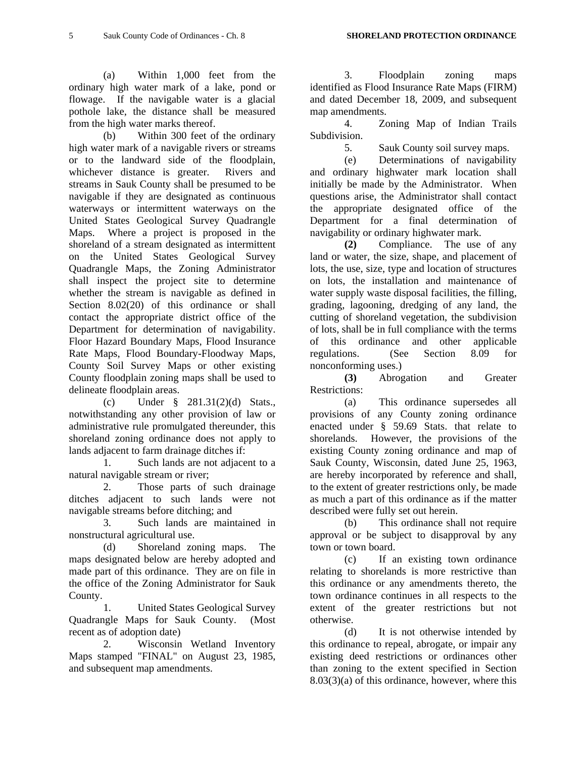(a) Within 1,000 feet from the ordinary high water mark of a lake, pond or flowage. If the navigable water is a glacial pothole lake, the distance shall be measured from the high water marks thereof.

(b) Within 300 feet of the ordinary high water mark of a navigable rivers or streams or to the landward side of the floodplain, whichever distance is greater. Rivers and streams in Sauk County shall be presumed to be navigable if they are designated as continuous waterways or intermittent waterways on the United States Geological Survey Quadrangle Maps. Where a project is proposed in the shoreland of a stream designated as intermittent on the United States Geological Survey Quadrangle Maps, the Zoning Administrator shall inspect the project site to determine whether the stream is navigable as defined in Section 8.02(20) of this ordinance or shall contact the appropriate district office of the Department for determination of navigability. Floor Hazard Boundary Maps, Flood Insurance Rate Maps, Flood Boundary-Floodway Maps, County Soil Survey Maps or other existing County floodplain zoning maps shall be used to delineate floodplain areas.

(c) Under § 281.31(2)(d) Stats., notwithstanding any other provision of law or administrative rule promulgated thereunder, this shoreland zoning ordinance does not apply to lands adjacent to farm drainage ditches if:

1. Such lands are not adjacent to a natural navigable stream or river;

2. Those parts of such drainage ditches adjacent to such lands were not navigable streams before ditching; and

3. Such lands are maintained in nonstructural agricultural use.

(d) Shoreland zoning maps. The maps designated below are hereby adopted and made part of this ordinance. They are on file in the office of the Zoning Administrator for Sauk County.

1. United States Geological Survey Quadrangle Maps for Sauk County. (Most recent as of adoption date)

2. Wisconsin Wetland Inventory Maps stamped "FINAL" on August 23, 1985, and subsequent map amendments.

3. Floodplain zoning maps identified as Flood Insurance Rate Maps (FIRM) and dated December 18, 2009, and subsequent map amendments.

4. Zoning Map of Indian Trails Subdivision.

5. Sauk County soil survey maps.

(e) Determinations of navigability and ordinary highwater mark location shall initially be made by the Administrator. When questions arise, the Administrator shall contact the appropriate designated office of the Department for a final determination of navigability or ordinary highwater mark.

**(2)** Compliance. The use of any land or water, the size, shape, and placement of lots, the use, size, type and location of structures on lots, the installation and maintenance of water supply waste disposal facilities, the filling, grading, lagooning, dredging of any land, the cutting of shoreland vegetation, the subdivision of lots, shall be in full compliance with the terms of this ordinance and other applicable regulations. (See Section 8.09 for nonconforming uses.)

**(3)** Abrogation and Greater Restrictions:

(a) This ordinance supersedes all provisions of any County zoning ordinance enacted under § 59.69 Stats. that relate to shorelands. However, the provisions of the existing County zoning ordinance and map of Sauk County, Wisconsin, dated June 25, 1963, are hereby incorporated by reference and shall, to the extent of greater restrictions only, be made as much a part of this ordinance as if the matter described were fully set out herein.

(b) This ordinance shall not require approval or be subject to disapproval by any town or town board.

(c) If an existing town ordinance relating to shorelands is more restrictive than this ordinance or any amendments thereto, the town ordinance continues in all respects to the extent of the greater restrictions but not otherwise.

(d) It is not otherwise intended by this ordinance to repeal, abrogate, or impair any existing deed restrictions or ordinances other than zoning to the extent specified in Section 8.03(3)(a) of this ordinance, however, where this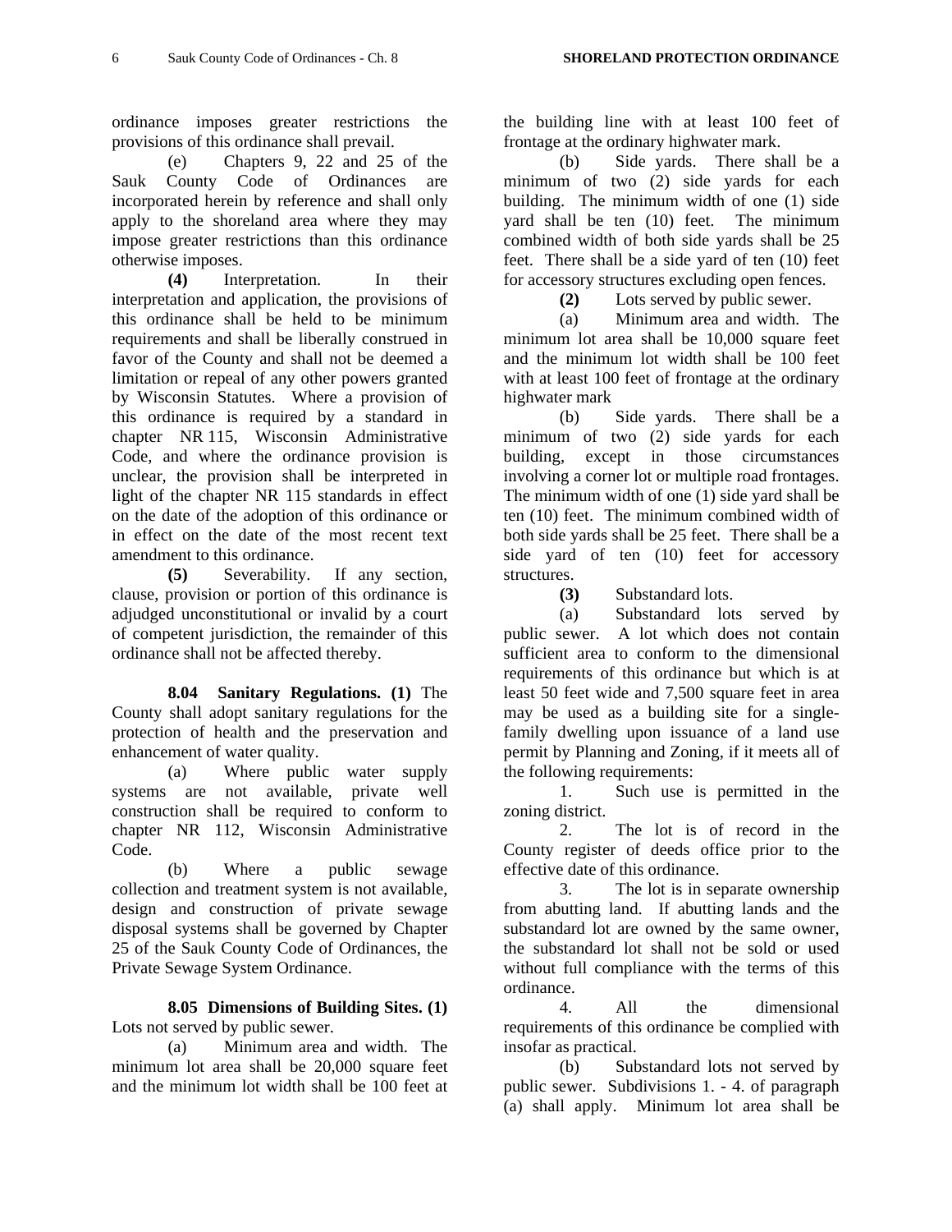ordinance imposes greater restrictions the provisions of this ordinance shall prevail.

(e) Chapters 9, 22 and 25 of the Sauk County Code of Ordinances are incorporated herein by reference and shall only apply to the shoreland area where they may impose greater restrictions than this ordinance otherwise imposes.

**(4)** Interpretation. In their interpretation and application, the provisions of this ordinance shall be held to be minimum requirements and shall be liberally construed in favor of the County and shall not be deemed a limitation or repeal of any other powers granted by Wisconsin Statutes. Where a provision of this ordinance is required by a standard in chapter NR 115, Wisconsin Administrative Code, and where the ordinance provision is unclear, the provision shall be interpreted in light of the chapter NR 115 standards in effect on the date of the adoption of this ordinance or in effect on the date of the most recent text amendment to this ordinance.

**(5)** Severability. If any section, clause, provision or portion of this ordinance is adjudged unconstitutional or invalid by a court of competent jurisdiction, the remainder of this ordinance shall not be affected thereby.

**8.04 Sanitary Regulations. (1)** The County shall adopt sanitary regulations for the protection of health and the preservation and enhancement of water quality.

(a) Where public water supply systems are not available, private well construction shall be required to conform to chapter NR 112, Wisconsin Administrative Code.

(b) Where a public sewage collection and treatment system is not available, design and construction of private sewage disposal systems shall be governed by Chapter 25 of the Sauk County Code of Ordinances, the Private Sewage System Ordinance.

**8.05 Dimensions of Building Sites. (1)** Lots not served by public sewer.

(a) Minimum area and width. The minimum lot area shall be 20,000 square feet and the minimum lot width shall be 100 feet at the building line with at least 100 feet of frontage at the ordinary highwater mark.

(b) Side yards. There shall be a minimum of two (2) side yards for each building. The minimum width of one (1) side yard shall be ten (10) feet. The minimum combined width of both side yards shall be 25 feet. There shall be a side yard of ten (10) feet for accessory structures excluding open fences.

**(2)** Lots served by public sewer.

(a) Minimum area and width. The minimum lot area shall be 10,000 square feet and the minimum lot width shall be 100 feet with at least 100 feet of frontage at the ordinary highwater mark

(b) Side yards. There shall be a minimum of two (2) side yards for each building, except in those circumstances involving a corner lot or multiple road frontages. The minimum width of one (1) side yard shall be ten (10) feet. The minimum combined width of both side yards shall be 25 feet. There shall be a side yard of ten (10) feet for accessory structures.

**(3)** Substandard lots.

(a) Substandard lots served by public sewer. A lot which does not contain sufficient area to conform to the dimensional requirements of this ordinance but which is at least 50 feet wide and 7,500 square feet in area may be used as a building site for a single-family dwelling upon issuance of a land use permit by Planning and Zoning, if it meets all of the following requirements:

1. Such use is permitted in the zoning district.

2. The lot is of record in the County register of deeds office prior to the effective date of this ordinance.

3. The lot is in separate ownership from abutting land. If abutting lands and the substandard lot are owned by the same owner, the substandard lot shall not be sold or used without full compliance with the terms of this ordinance.

4. All the dimensional requirements of this ordinance be complied with insofar as practical.

(b) Substandard lots not served by public sewer. Subdivisions 1. - 4. of paragraph (a) shall apply. Minimum lot area shall be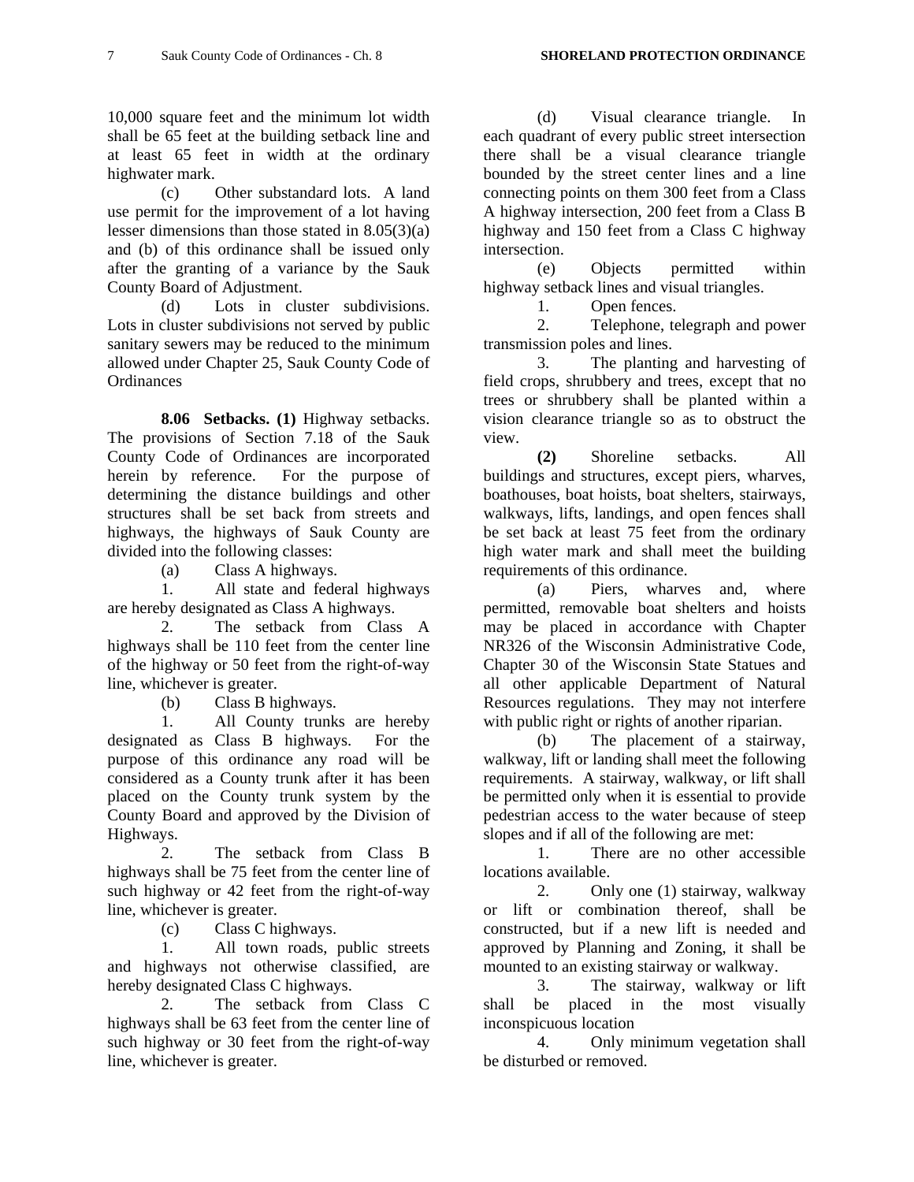10,000 square feet and the minimum lot width shall be 65 feet at the building setback line and at least 65 feet in width at the ordinary highwater mark.

(c) Other substandard lots. A land use permit for the improvement of a lot having lesser dimensions than those stated in 8.05(3)(a) and (b) of this ordinance shall be issued only after the granting of a variance by the Sauk County Board of Adjustment.

(d) Lots in cluster subdivisions. Lots in cluster subdivisions not served by public sanitary sewers may be reduced to the minimum allowed under Chapter 25, Sauk County Code of Ordinances

**8.06 Setbacks. (1)** Highway setbacks. The provisions of Section 7.18 of the Sauk County Code of Ordinances are incorporated herein by reference. For the purpose of determining the distance buildings and other structures shall be set back from streets and highways, the highways of Sauk County are divided into the following classes:

(a) Class A highways.

1. All state and federal highways are hereby designated as Class A highways.

2. The setback from Class A highways shall be 110 feet from the center line of the highway or 50 feet from the right-of-way line, whichever is greater.

(b) Class B highways.

1. All County trunks are hereby designated as Class B highways. For the purpose of this ordinance any road will be considered as a County trunk after it has been placed on the County trunk system by the County Board and approved by the Division of Highways.

2. The setback from Class B highways shall be 75 feet from the center line of such highway or 42 feet from the right-of-way line, whichever is greater.

(c) Class C highways.

1. All town roads, public streets and highways not otherwise classified, are hereby designated Class C highways.

2. The setback from Class C highways shall be 63 feet from the center line of such highway or 30 feet from the right-of-way line, whichever is greater.

(d) Visual clearance triangle. In each quadrant of every public street intersection there shall be a visual clearance triangle bounded by the street center lines and a line connecting points on them 300 feet from a Class A highway intersection, 200 feet from a Class B highway and 150 feet from a Class C highway intersection.

(e) Objects permitted within highway setback lines and visual triangles.

1. Open fences.

2. Telephone, telegraph and power transmission poles and lines.

3. The planting and harvesting of field crops, shrubbery and trees, except that no trees or shrubbery shall be planted within a vision clearance triangle so as to obstruct the view.

**(2)** Shoreline setbacks. All buildings and structures, except piers, wharves, boathouses, boat hoists, boat shelters, stairways, walkways, lifts, landings, and open fences shall be set back at least 75 feet from the ordinary high water mark and shall meet the building requirements of this ordinance.

(a) Piers, wharves and, where permitted, removable boat shelters and hoists may be placed in accordance with Chapter NR326 of the Wisconsin Administrative Code, Chapter 30 of the Wisconsin State Statues and all other applicable Department of Natural Resources regulations. They may not interfere with public right or rights of another riparian.

(b) The placement of a stairway, walkway, lift or landing shall meet the following requirements. A stairway, walkway, or lift shall be permitted only when it is essential to provide pedestrian access to the water because of steep slopes and if all of the following are met:

1. There are no other accessible locations available.

2. Only one (1) stairway, walkway or lift or combination thereof, shall be constructed, but if a new lift is needed and approved by Planning and Zoning, it shall be mounted to an existing stairway or walkway.

3. The stairway, walkway or lift shall be placed in the most visually inconspicuous location

4. Only minimum vegetation shall be disturbed or removed.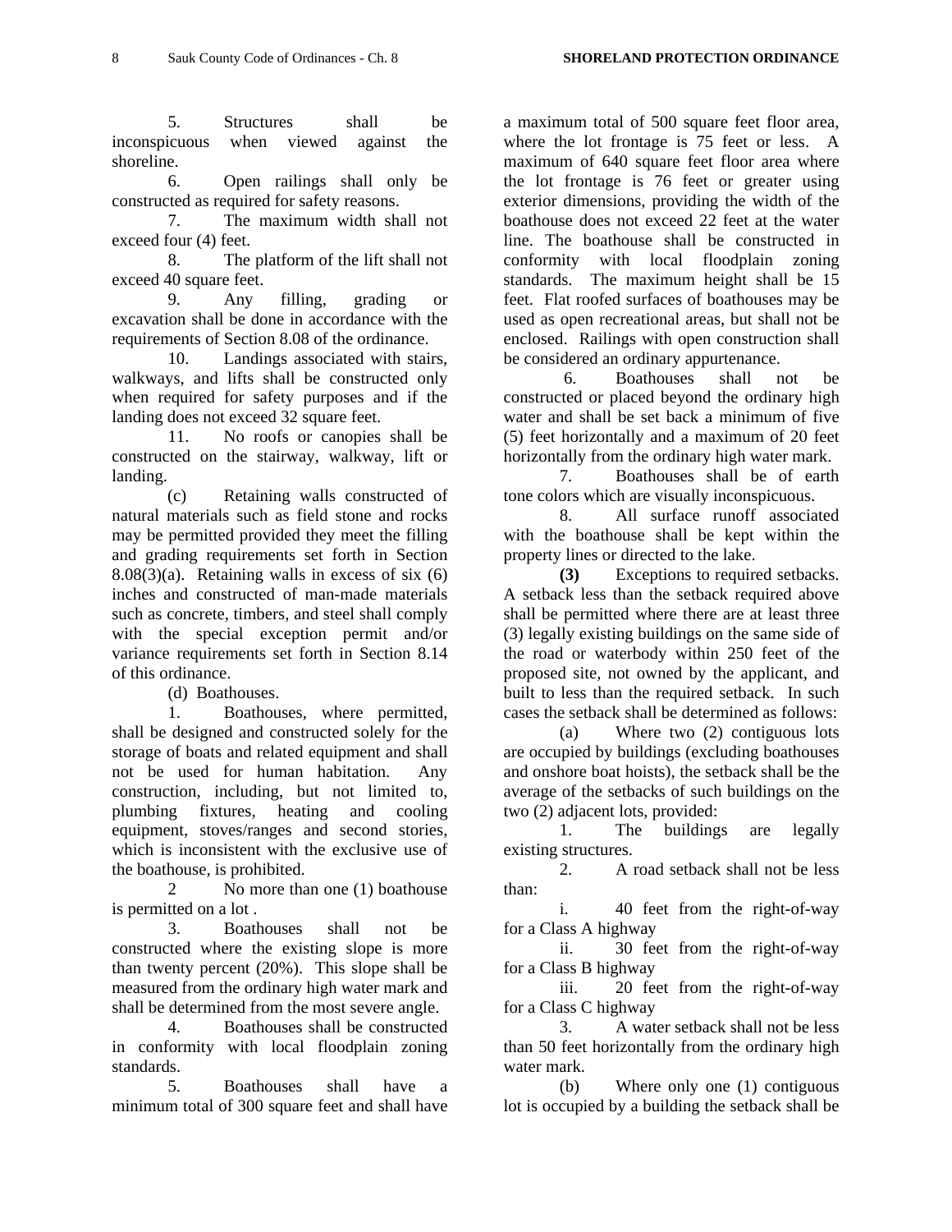5. Structures shall be inconspicuous when viewed against the shoreline.

6. Open railings shall only be constructed as required for safety reasons.

7. The maximum width shall not exceed four (4) feet.

8. The platform of the lift shall not exceed 40 square feet.

9. Any filling, grading or excavation shall be done in accordance with the requirements of Section 8.08 of the ordinance.

10. Landings associated with stairs, walkways, and lifts shall be constructed only when required for safety purposes and if the landing does not exceed 32 square feet.

11. No roofs or canopies shall be constructed on the stairway, walkway, lift or landing.

(c) Retaining walls constructed of natural materials such as field stone and rocks may be permitted provided they meet the filling and grading requirements set forth in Section 8.08(3)(a). Retaining walls in excess of six (6) inches and constructed of man-made materials such as concrete, timbers, and steel shall comply with the special exception permit and/or variance requirements set forth in Section 8.14 of this ordinance.

(d) Boathouses.

1. Boathouses, where permitted, shall be designed and constructed solely for the storage of boats and related equipment and shall not be used for human habitation. Any construction, including, but not limited to, plumbing fixtures, heating and cooling equipment, stoves/ranges and second stories, which is inconsistent with the exclusive use of the boathouse, is prohibited.

2 No more than one (1) boathouse is permitted on a lot .

3. Boathouses shall not be constructed where the existing slope is more than twenty percent (20%). This slope shall be measured from the ordinary high water mark and shall be determined from the most severe angle.

4. Boathouses shall be constructed in conformity with local floodplain zoning standards.

5. Boathouses shall have a minimum total of 300 square feet and shall have a maximum total of 500 square feet floor area, where the lot frontage is 75 feet or less. A maximum of 640 square feet floor area where the lot frontage is 76 feet or greater using exterior dimensions, providing the width of the boathouse does not exceed 22 feet at the water line. The boathouse shall be constructed in conformity with local floodplain zoning standards. The maximum height shall be 15 feet. Flat roofed surfaces of boathouses may be used as open recreational areas, but shall not be enclosed. Railings with open construction shall be considered an ordinary appurtenance.

6. Boathouses shall not be constructed or placed beyond the ordinary high water and shall be set back a minimum of five (5) feet horizontally and a maximum of 20 feet horizontally from the ordinary high water mark.

7. Boathouses shall be of earth tone colors which are visually inconspicuous.

8. All surface runoff associated with the boathouse shall be kept within the property lines or directed to the lake.

**(3)** Exceptions to required setbacks. A setback less than the setback required above shall be permitted where there are at least three (3) legally existing buildings on the same side of the road or waterbody within 250 feet of the proposed site, not owned by the applicant, and built to less than the required setback. In such cases the setback shall be determined as follows:

(a) Where two (2) contiguous lots are occupied by buildings (excluding boathouses and onshore boat hoists), the setback shall be the average of the setbacks of such buildings on the two (2) adjacent lots, provided:

1. The buildings are legally existing structures.

2. A road setback shall not be less than:

i. 40 feet from the right-of-way for a Class A highway

ii. 30 feet from the right-of-way for a Class B highway

iii. 20 feet from the right-of-way for a Class C highway

3. A water setback shall not be less than 50 feet horizontally from the ordinary high water mark.

(b) Where only one (1) contiguous lot is occupied by a building the setback shall be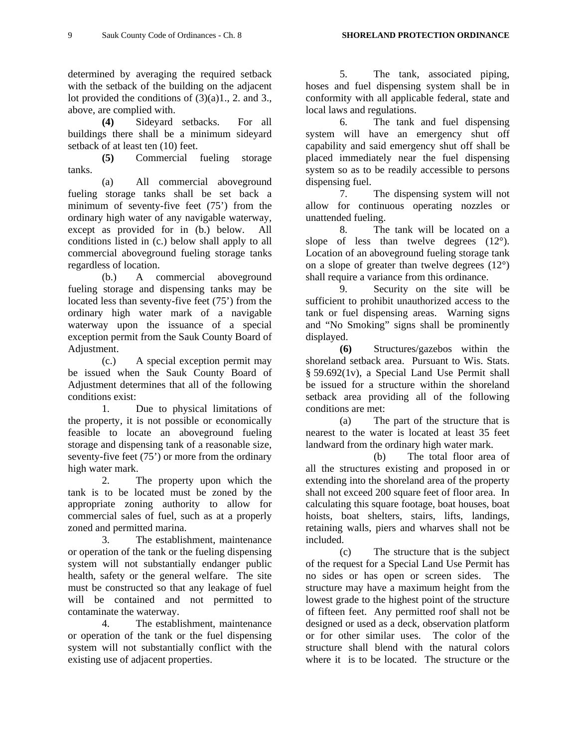determined by averaging the required setback with the setback of the building on the adjacent lot provided the conditions of (3)(a)1., 2. and 3., above, are complied with.

**(4)** Sideyard setbacks. For all buildings there shall be a minimum sideyard setback of at least ten (10) feet.

**(5)** Commercial fueling storage tanks.

(a) All commercial aboveground fueling storage tanks shall be set back a minimum of seventy-five feet (75') from the ordinary high water of any navigable waterway, except as provided for in (b.) below. All conditions listed in (c.) below shall apply to all commercial aboveground fueling storage tanks regardless of location.

(b.) A commercial aboveground fueling storage and dispensing tanks may be located less than seventy-five feet (75') from the ordinary high water mark of a navigable waterway upon the issuance of a special exception permit from the Sauk County Board of Adjustment.

(c.) A special exception permit may be issued when the Sauk County Board of Adjustment determines that all of the following conditions exist:

1. Due to physical limitations of the property, it is not possible or economically feasible to locate an aboveground fueling storage and dispensing tank of a reasonable size, seventy-five feet (75') or more from the ordinary high water mark.

2. The property upon which the tank is to be located must be zoned by the appropriate zoning authority to allow for commercial sales of fuel, such as at a properly zoned and permitted marina.

3. The establishment, maintenance or operation of the tank or the fueling dispensing system will not substantially endanger public health, safety or the general welfare. The site must be constructed so that any leakage of fuel will be contained and not permitted to contaminate the waterway.

4. The establishment, maintenance or operation of the tank or the fuel dispensing system will not substantially conflict with the existing use of adjacent properties.

5. The tank, associated piping, hoses and fuel dispensing system shall be in conformity with all applicable federal, state and local laws and regulations.

6. The tank and fuel dispensing system will have an emergency shut off capability and said emergency shut off shall be placed immediately near the fuel dispensing system so as to be readily accessible to persons dispensing fuel.

7. The dispensing system will not allow for continuous operating nozzles or unattended fueling.

8. The tank will be located on a slope of less than twelve degrees (12°). Location of an aboveground fueling storage tank on a slope of greater than twelve degrees (12°) shall require a variance from this ordinance.

9. Security on the site will be sufficient to prohibit unauthorized access to the tank or fuel dispensing areas. Warning signs and "No Smoking" signs shall be prominently displayed.

**(6)** Structures/gazebos within the shoreland setback area. Pursuant to Wis. Stats. § 59.692(1v), a Special Land Use Permit shall be issued for a structure within the shoreland setback area providing all of the following conditions are met:

(a) The part of the structure that is nearest to the water is located at least 35 feet landward from the ordinary high water mark.

(b) The total floor area of all the structures existing and proposed in or extending into the shoreland area of the property shall not exceed 200 square feet of floor area. In calculating this square footage, boat houses, boat hoists, boat shelters, stairs, lifts, landings, retaining walls, piers and wharves shall not be included.

(c) The structure that is the subject of the request for a Special Land Use Permit has no sides or has open or screen sides. The structure may have a maximum height from the lowest grade to the highest point of the structure of fifteen feet. Any permitted roof shall not be designed or used as a deck, observation platform or for other similar uses. The color of the structure shall blend with the natural colors where it is to be located. The structure or the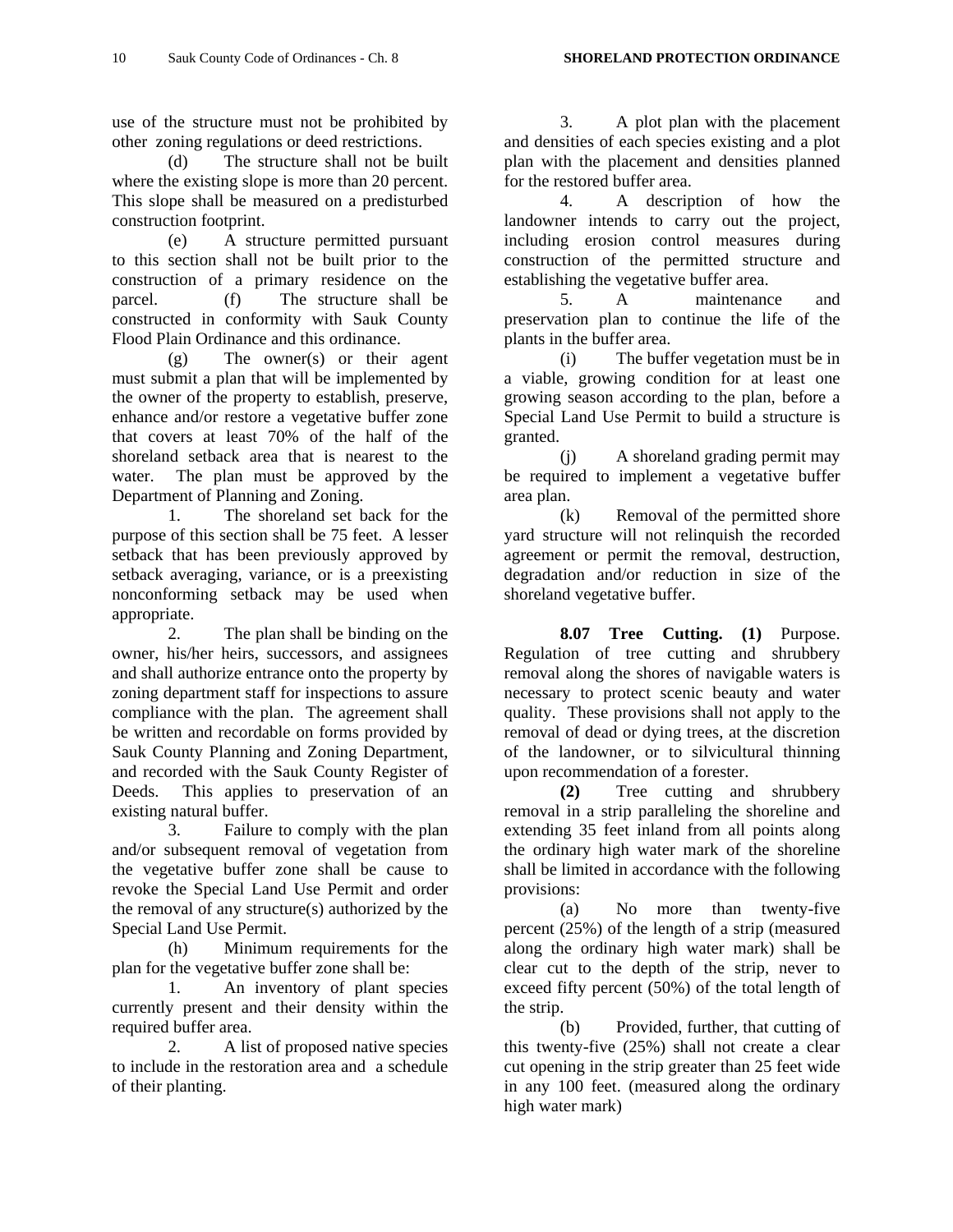use of the structure must not be prohibited by other zoning regulations or deed restrictions.

(d) The structure shall not be built where the existing slope is more than 20 percent. This slope shall be measured on a predisturbed construction footprint.

(e) A structure permitted pursuant to this section shall not be built prior to the construction of a primary residence on the parcel.

(f) The structure shall be constructed in conformity with Sauk County Flood Plain Ordinance and this ordinance.

(g) The owner(s) or their agent must submit a plan that will be implemented by the owner of the property to establish, preserve, enhance and/or restore a vegetative buffer zone that covers at least 70% of the half of the shoreland setback area that is nearest to the water. The plan must be approved by the Department of Planning and Zoning.

1. The shoreland set back for the purpose of this section shall be 75 feet. A lesser setback that has been previously approved by setback averaging, variance, or is a preexisting nonconforming setback may be used when appropriate.

2. The plan shall be binding on the owner, his/her heirs, successors, and assignees and shall authorize entrance onto the property by zoning department staff for inspections to assure compliance with the plan. The agreement shall be written and recordable on forms provided by Sauk County Planning and Zoning Department, and recorded with the Sauk County Register of Deeds. This applies to preservation of an existing natural buffer.

3. Failure to comply with the plan and/or subsequent removal of vegetation from the vegetative buffer zone shall be cause to revoke the Special Land Use Permit and order the removal of any structure(s) authorized by the Special Land Use Permit.

(h) Minimum requirements for the plan for the vegetative buffer zone shall be:

1. An inventory of plant species currently present and their density within the required buffer area.

2. A list of proposed native species to include in the restoration area and a schedule of their planting.

3. A plot plan with the placement and densities of each species existing and a plot plan with the placement and densities planned for the restored buffer area.

4. A description of how the landowner intends to carry out the project, including erosion control measures during construction of the permitted structure and establishing the vegetative buffer area.

5. A maintenance and preservation plan to continue the life of the plants in the buffer area.

(i) The buffer vegetation must be in a viable, growing condition for at least one growing season according to the plan, before a Special Land Use Permit to build a structure is granted.

(j) A shoreland grading permit may be required to implement a vegetative buffer area plan.

(k) Removal of the permitted shore yard structure will not relinquish the recorded agreement or permit the removal, destruction, degradation and/or reduction in size of the shoreland vegetative buffer.

**8.07 Tree Cutting. (1)** Purpose. Regulation of tree cutting and shrubbery removal along the shores of navigable waters is necessary to protect scenic beauty and water quality. These provisions shall not apply to the removal of dead or dying trees, at the discretion of the landowner, or to silvicultural thinning upon recommendation of a forester.

**(2)** Tree cutting and shrubbery removal in a strip paralleling the shoreline and extending 35 feet inland from all points along the ordinary high water mark of the shoreline shall be limited in accordance with the following provisions:

(a) No more than twenty-five percent (25%) of the length of a strip (measured along the ordinary high water mark) shall be clear cut to the depth of the strip, never to exceed fifty percent (50%) of the total length of the strip.

(b) Provided, further, that cutting of this twenty-five (25%) shall not create a clear cut opening in the strip greater than 25 feet wide in any 100 feet. (measured along the ordinary high water mark)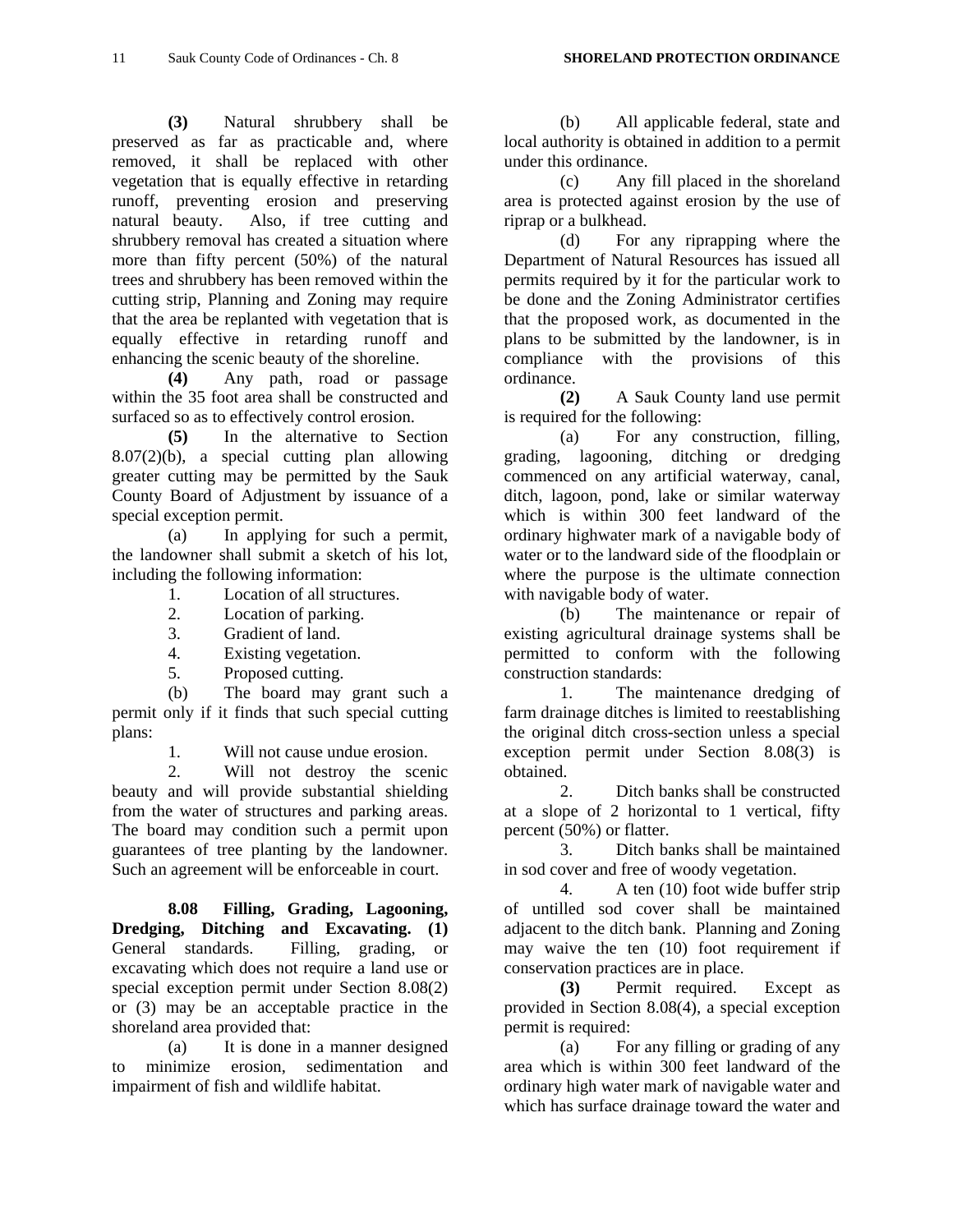**(3)** Natural shrubbery shall be preserved as far as practicable and, where removed, it shall be replaced with other vegetation that is equally effective in retarding runoff, preventing erosion and preserving natural beauty. Also, if tree cutting and shrubbery removal has created a situation where more than fifty percent (50%) of the natural trees and shrubbery has been removed within the cutting strip, Planning and Zoning may require that the area be replanted with vegetation that is equally effective in retarding runoff and enhancing the scenic beauty of the shoreline.

**(4)** Any path, road or passage within the 35 foot area shall be constructed and surfaced so as to effectively control erosion.

**(5)** In the alternative to Section 8.07(2)(b), a special cutting plan allowing greater cutting may be permitted by the Sauk County Board of Adjustment by issuance of a special exception permit.

(a) In applying for such a permit, the landowner shall submit a sketch of his lot, including the following information:

1. Location of all structures.
2. Location of parking.
3. Gradient of land.
4. Existing vegetation.
5. Proposed cutting.

(b) The board may grant such a permit only if it finds that such special cutting plans:

1. Will not cause undue erosion.
2. Will not destroy the scenic beauty and will provide substantial shielding from the water of structures and parking areas. The board may condition such a permit upon guarantees of tree planting by the landowner. Such an agreement will be enforceable in court.

**8.08 Filling, Grading, Lagooning, Dredging, Ditching and Excavating. (1)** General standards. Filling, grading, or excavating which does not require a land use or special exception permit under Section 8.08(2) or (3) may be an acceptable practice in the shoreland area provided that:

(a) It is done in a manner designed to minimize erosion, sedimentation and impairment of fish and wildlife habitat.

(b) All applicable federal, state and local authority is obtained in addition to a permit under this ordinance.

(c) Any fill placed in the shoreland area is protected against erosion by the use of riprap or a bulkhead.

(d) For any riprapping where the Department of Natural Resources has issued all permits required by it for the particular work to be done and the Zoning Administrator certifies that the proposed work, as documented in the plans to be submitted by the landowner, is in compliance with the provisions of this ordinance.

**(2)** A Sauk County land use permit is required for the following:

(a) For any construction, filling, grading, lagooning, ditching or dredging commenced on any artificial waterway, canal, ditch, lagoon, pond, lake or similar waterway which is within 300 feet landward of the ordinary highwater mark of a navigable body of water or to the landward side of the floodplain or where the purpose is the ultimate connection with navigable body of water.

(b) The maintenance or repair of existing agricultural drainage systems shall be permitted to conform with the following construction standards:

1. The maintenance dredging of farm drainage ditches is limited to reestablishing the original ditch cross-section unless a special exception permit under Section 8.08(3) is obtained.
2. Ditch banks shall be constructed at a slope of 2 horizontal to 1 vertical, fifty percent (50%) or flatter.
3. Ditch banks shall be maintained in sod cover and free of woody vegetation.
4. A ten (10) foot wide buffer strip of untilled sod cover shall be maintained adjacent to the ditch bank. Planning and Zoning may waive the ten (10) foot requirement if conservation practices are in place.

**(3)** Permit required. Except as provided in Section 8.08(4), a special exception permit is required:

(a) For any filling or grading of any area which is within 300 feet landward of the ordinary high water mark of navigable water and which has surface drainage toward the water and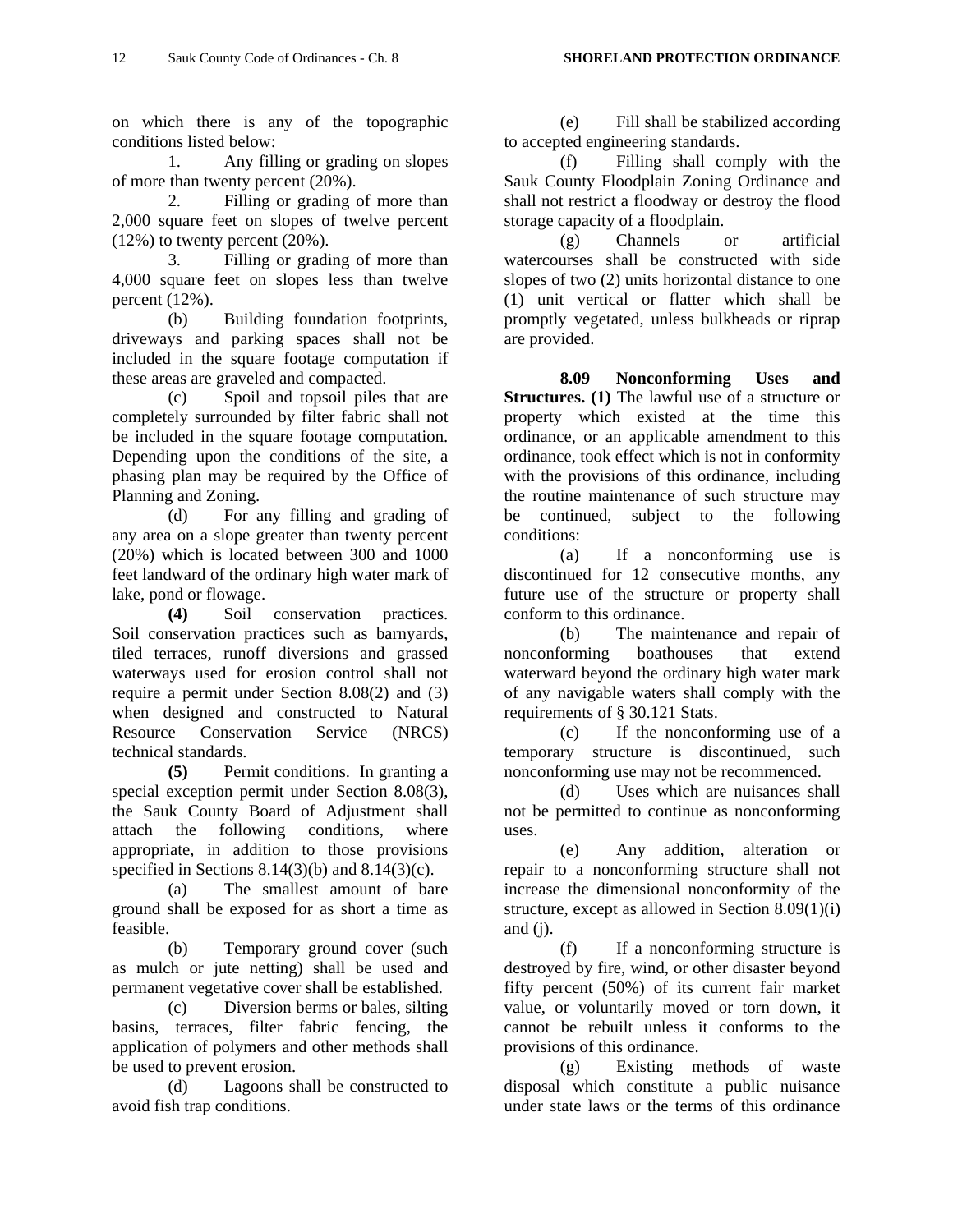on which there is any of the topographic conditions listed below:

1. Any filling or grading on slopes of more than twenty percent (20%).

2. Filling or grading of more than 2,000 square feet on slopes of twelve percent (12%) to twenty percent (20%).

3. Filling or grading of more than 4,000 square feet on slopes less than twelve percent (12%).

(b) Building foundation footprints, driveways and parking spaces shall not be included in the square footage computation if these areas are graveled and compacted.

(c) Spoil and topsoil piles that are completely surrounded by filter fabric shall not be included in the square footage computation. Depending upon the conditions of the site, a phasing plan may be required by the Office of Planning and Zoning.

(d) For any filling and grading of any area on a slope greater than twenty percent (20%) which is located between 300 and 1000 feet landward of the ordinary high water mark of lake, pond or flowage.

**(4)** Soil conservation practices. Soil conservation practices such as barnyards, tiled terraces, runoff diversions and grassed waterways used for erosion control shall not require a permit under Section 8.08(2) and (3) when designed and constructed to Natural Resource Conservation Service (NRCS) technical standards.

**(5)** Permit conditions. In granting a special exception permit under Section 8.08(3), the Sauk County Board of Adjustment shall attach the following conditions, where appropriate, in addition to those provisions specified in Sections 8.14(3)(b) and 8.14(3)(c).

(a) The smallest amount of bare ground shall be exposed for as short a time as feasible.

(b) Temporary ground cover (such as mulch or jute netting) shall be used and permanent vegetative cover shall be established.

(c) Diversion berms or bales, silting basins, terraces, filter fabric fencing, the application of polymers and other methods shall be used to prevent erosion.

(d) Lagoons shall be constructed to avoid fish trap conditions.

(e) Fill shall be stabilized according to accepted engineering standards.

(f) Filling shall comply with the Sauk County Floodplain Zoning Ordinance and shall not restrict a floodway or destroy the flood storage capacity of a floodplain.

(g) Channels or artificial watercourses shall be constructed with side slopes of two (2) units horizontal distance to one (1) unit vertical or flatter which shall be promptly vegetated, unless bulkheads or riprap are provided.

**8.09 Nonconforming Uses and Structures. (1)** The lawful use of a structure or property which existed at the time this ordinance, or an applicable amendment to this ordinance, took effect which is not in conformity with the provisions of this ordinance, including the routine maintenance of such structure may be continued, subject to the following conditions:

(a) If a nonconforming use is discontinued for 12 consecutive months, any future use of the structure or property shall conform to this ordinance.

(b) The maintenance and repair of nonconforming boathouses that extend waterward beyond the ordinary high water mark of any navigable waters shall comply with the requirements of § 30.121 Stats.

(c) If the nonconforming use of a temporary structure is discontinued, such nonconforming use may not be recommenced.

(d) Uses which are nuisances shall not be permitted to continue as nonconforming uses.

(e) Any addition, alteration or repair to a nonconforming structure shall not increase the dimensional nonconformity of the structure, except as allowed in Section 8.09(1)(i) and (j).

(f) If a nonconforming structure is destroyed by fire, wind, or other disaster beyond fifty percent (50%) of its current fair market value, or voluntarily moved or torn down, it cannot be rebuilt unless it conforms to the provisions of this ordinance.

(g) Existing methods of waste disposal which constitute a public nuisance under state laws or the terms of this ordinance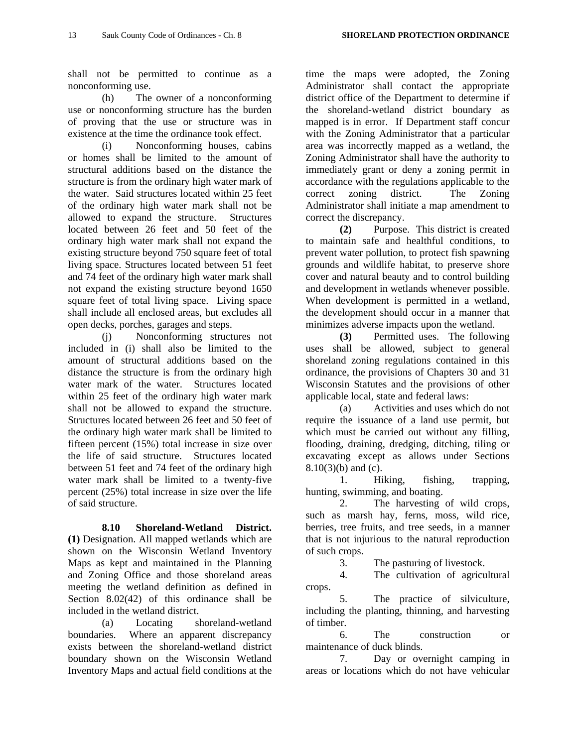shall not be permitted to continue as a nonconforming use.

(h) The owner of a nonconforming use or nonconforming structure has the burden of proving that the use or structure was in existence at the time the ordinance took effect.

(i) Nonconforming houses, cabins or homes shall be limited to the amount of structural additions based on the distance the structure is from the ordinary high water mark of the water. Said structures located within 25 feet of the ordinary high water mark shall not be allowed to expand the structure. Structures located between 26 feet and 50 feet of the ordinary high water mark shall not expand the existing structure beyond 750 square feet of total living space. Structures located between 51 feet and 74 feet of the ordinary high water mark shall not expand the existing structure beyond 1650 square feet of total living space. Living space shall include all enclosed areas, but excludes all open decks, porches, garages and steps.

(j) Nonconforming structures not included in (i) shall also be limited to the amount of structural additions based on the distance the structure is from the ordinary high water mark of the water. Structures located within 25 feet of the ordinary high water mark shall not be allowed to expand the structure. Structures located between 26 feet and 50 feet of the ordinary high water mark shall be limited to fifteen percent (15%) total increase in size over the life of said structure. Structures located between 51 feet and 74 feet of the ordinary high water mark shall be limited to a twenty-five percent (25%) total increase in size over the life of said structure.

**8.10 Shoreland-Wetland District.** **(1)** Designation. All mapped wetlands which are shown on the Wisconsin Wetland Inventory Maps as kept and maintained in the Planning and Zoning Office and those shoreland areas meeting the wetland definition as defined in Section 8.02(42) of this ordinance shall be included in the wetland district.

(a) Locating shoreland-wetland boundaries. Where an apparent discrepancy exists between the shoreland-wetland district boundary shown on the Wisconsin Wetland Inventory Maps and actual field conditions at the time the maps were adopted, the Zoning Administrator shall contact the appropriate district office of the Department to determine if the shoreland-wetland district boundary as mapped is in error. If Department staff concur with the Zoning Administrator that a particular area was incorrectly mapped as a wetland, the Zoning Administrator shall have the authority to immediately grant or deny a zoning permit in accordance with the regulations applicable to the correct zoning district. The Zoning Administrator shall initiate a map amendment to correct the discrepancy.

**(2)** Purpose. This district is created to maintain safe and healthful conditions, to prevent water pollution, to protect fish spawning grounds and wildlife habitat, to preserve shore cover and natural beauty and to control building and development in wetlands whenever possible. When development is permitted in a wetland, the development should occur in a manner that minimizes adverse impacts upon the wetland.

**(3)** Permitted uses. The following uses shall be allowed, subject to general shoreland zoning regulations contained in this ordinance, the provisions of Chapters 30 and 31 Wisconsin Statutes and the provisions of other applicable local, state and federal laws:

(a) Activities and uses which do not require the issuance of a land use permit, but which must be carried out without any filling, flooding, draining, dredging, ditching, tiling or excavating except as allows under Sections 8.10(3)(b) and (c).

1. Hiking, fishing, trapping, hunting, swimming, and boating.

2. The harvesting of wild crops, such as marsh hay, ferns, moss, wild rice, berries, tree fruits, and tree seeds, in a manner that is not injurious to the natural reproduction of such crops.

3. The pasturing of livestock.

4. The cultivation of agricultural crops.

5. The practice of silviculture, including the planting, thinning, and harvesting of timber.

6. The construction or maintenance of duck blinds.

7. Day or overnight camping in areas or locations which do not have vehicular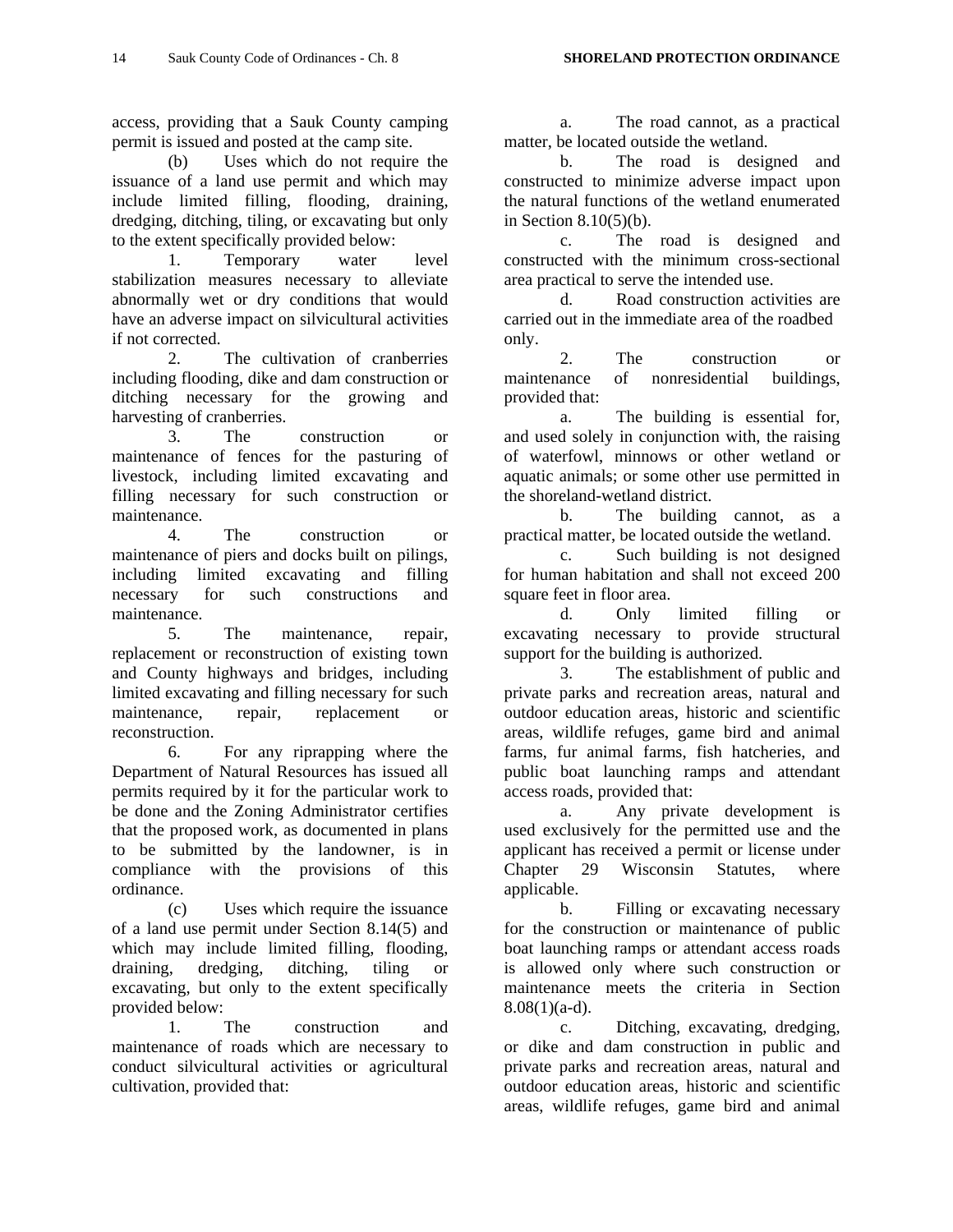access, providing that a Sauk County camping permit is issued and posted at the camp site.

(b) Uses which do not require the issuance of a land use permit and which may include limited filling, flooding, draining, dredging, ditching, tiling, or excavating but only to the extent specifically provided below:

1. Temporary water level stabilization measures necessary to alleviate abnormally wet or dry conditions that would have an adverse impact on silvicultural activities if not corrected.

2. The cultivation of cranberries including flooding, dike and dam construction or ditching necessary for the growing and harvesting of cranberries.

3. The construction or maintenance of fences for the pasturing of livestock, including limited excavating and filling necessary for such construction or maintenance.

4. The construction or maintenance of piers and docks built on pilings, including limited excavating and filling necessary for such constructions and maintenance.

5. The maintenance, repair, replacement or reconstruction of existing town and County highways and bridges, including limited excavating and filling necessary for such maintenance, repair, replacement or reconstruction.

6. For any riprapping where the Department of Natural Resources has issued all permits required by it for the particular work to be done and the Zoning Administrator certifies that the proposed work, as documented in plans to be submitted by the landowner, is in compliance with the provisions of this ordinance.

(c) Uses which require the issuance of a land use permit under Section 8.14(5) and which may include limited filling, flooding, draining, dredging, ditching, tiling or excavating, but only to the extent specifically provided below:

1. The construction and maintenance of roads which are necessary to conduct silvicultural activities or agricultural cultivation, provided that:

a. The road cannot, as a practical matter, be located outside the wetland.

b. The road is designed and constructed to minimize adverse impact upon the natural functions of the wetland enumerated in Section 8.10(5)(b).

c. The road is designed and constructed with the minimum cross-sectional area practical to serve the intended use.

d. Road construction activities are carried out in the immediate area of the roadbed only.

2. The construction or maintenance of nonresidential buildings, provided that:

a. The building is essential for, and used solely in conjunction with, the raising of waterfowl, minnows or other wetland or aquatic animals; or some other use permitted in the shoreland-wetland district.

b. The building cannot, as a practical matter, be located outside the wetland.

c. Such building is not designed for human habitation and shall not exceed 200 square feet in floor area.

d. Only limited filling or excavating necessary to provide structural support for the building is authorized.

3. The establishment of public and private parks and recreation areas, natural and outdoor education areas, historic and scientific areas, wildlife refuges, game bird and animal farms, fur animal farms, fish hatcheries, and public boat launching ramps and attendant access roads, provided that:

a. Any private development is used exclusively for the permitted use and the applicant has received a permit or license under Chapter 29 Wisconsin Statutes, where applicable.

b. Filling or excavating necessary for the construction or maintenance of public boat launching ramps or attendant access roads is allowed only where such construction or maintenance meets the criteria in Section 8.08(1)(a-d).

c. Ditching, excavating, dredging, or dike and dam construction in public and private parks and recreation areas, natural and outdoor education areas, historic and scientific areas, wildlife refuges, game bird and animal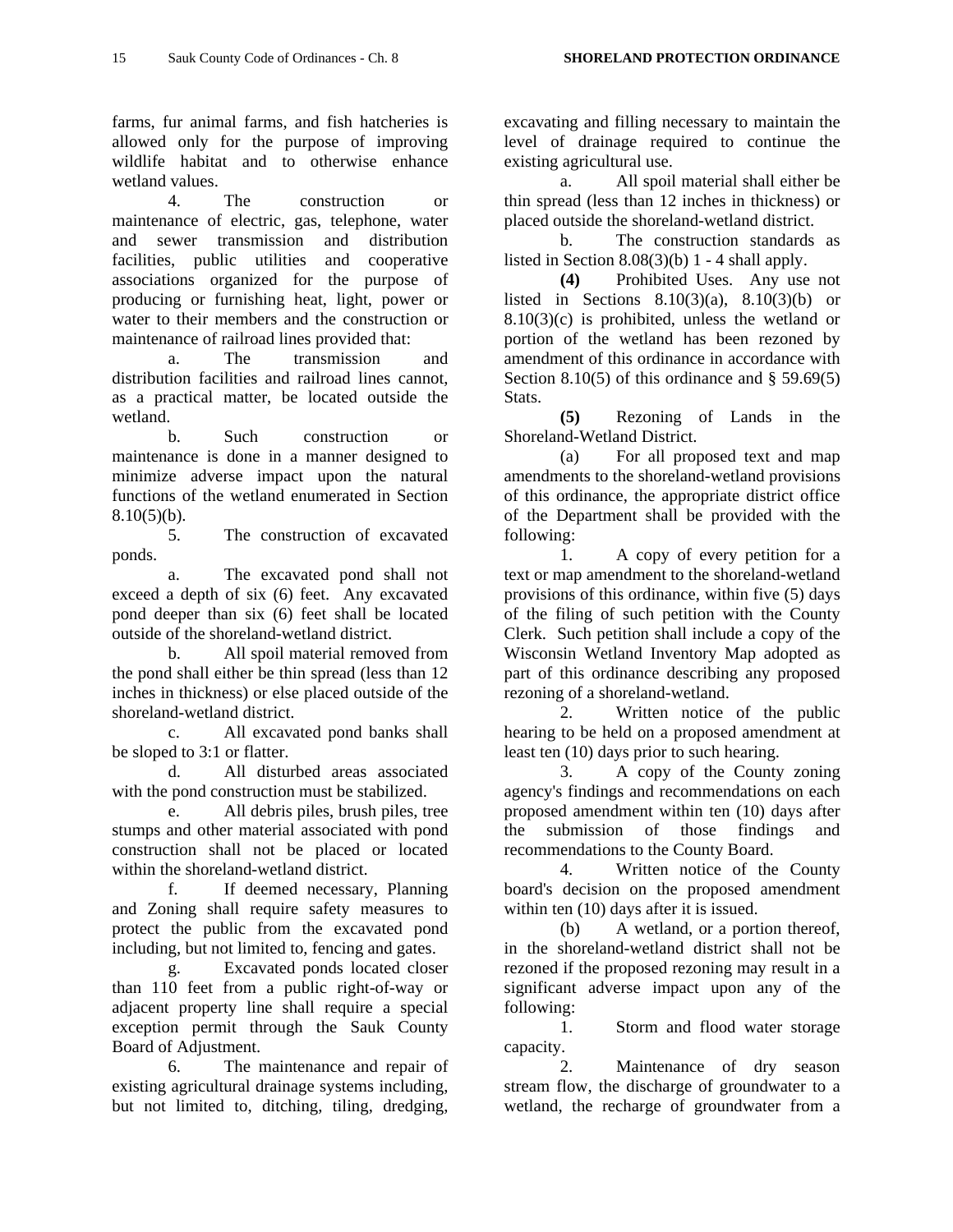farms, fur animal farms, and fish hatcheries is allowed only for the purpose of improving wildlife habitat and to otherwise enhance wetland values.

4. The construction or maintenance of electric, gas, telephone, water and sewer transmission and distribution facilities, public utilities and cooperative associations organized for the purpose of producing or furnishing heat, light, power or water to their members and the construction or maintenance of railroad lines provided that:

a. The transmission and distribution facilities and railroad lines cannot, as a practical matter, be located outside the wetland.

b. Such construction or maintenance is done in a manner designed to minimize adverse impact upon the natural functions of the wetland enumerated in Section 8.10(5)(b).

5. The construction of excavated ponds.

a. The excavated pond shall not exceed a depth of six (6) feet. Any excavated pond deeper than six (6) feet shall be located outside of the shoreland-wetland district.

b. All spoil material removed from the pond shall either be thin spread (less than 12 inches in thickness) or else placed outside of the shoreland-wetland district.

c. All excavated pond banks shall be sloped to 3:1 or flatter.

d. All disturbed areas associated with the pond construction must be stabilized.

e. All debris piles, brush piles, tree stumps and other material associated with pond construction shall not be placed or located within the shoreland-wetland district.

f. If deemed necessary, Planning and Zoning shall require safety measures to protect the public from the excavated pond including, but not limited to, fencing and gates.

g. Excavated ponds located closer than 110 feet from a public right-of-way or adjacent property line shall require a special exception permit through the Sauk County Board of Adjustment.

6. The maintenance and repair of existing agricultural drainage systems including, but not limited to, ditching, tiling, dredging, excavating and filling necessary to maintain the level of drainage required to continue the existing agricultural use.

a. All spoil material shall either be thin spread (less than 12 inches in thickness) or placed outside the shoreland-wetland district.

b. The construction standards as listed in Section 8.08(3)(b) 1 - 4 shall apply.

**(4)** Prohibited Uses. Any use not listed in Sections 8.10(3)(a), 8.10(3)(b) or 8.10(3)(c) is prohibited, unless the wetland or portion of the wetland has been rezoned by amendment of this ordinance in accordance with Section 8.10(5) of this ordinance and § 59.69(5) Stats.

**(5)** Rezoning of Lands in the Shoreland-Wetland District.

(a) For all proposed text and map amendments to the shoreland-wetland provisions of this ordinance, the appropriate district office of the Department shall be provided with the following:

1. A copy of every petition for a text or map amendment to the shoreland-wetland provisions of this ordinance, within five (5) days of the filing of such petition with the County Clerk. Such petition shall include a copy of the Wisconsin Wetland Inventory Map adopted as part of this ordinance describing any proposed rezoning of a shoreland-wetland.

2. Written notice of the public hearing to be held on a proposed amendment at least ten (10) days prior to such hearing.

3. A copy of the County zoning agency's findings and recommendations on each proposed amendment within ten (10) days after the submission of those findings and recommendations to the County Board.

4. Written notice of the County board's decision on the proposed amendment within ten (10) days after it is issued.

(b) A wetland, or a portion thereof, in the shoreland-wetland district shall not be rezoned if the proposed rezoning may result in a significant adverse impact upon any of the following:

1. Storm and flood water storage capacity.

2. Maintenance of dry season stream flow, the discharge of groundwater to a wetland, the recharge of groundwater from a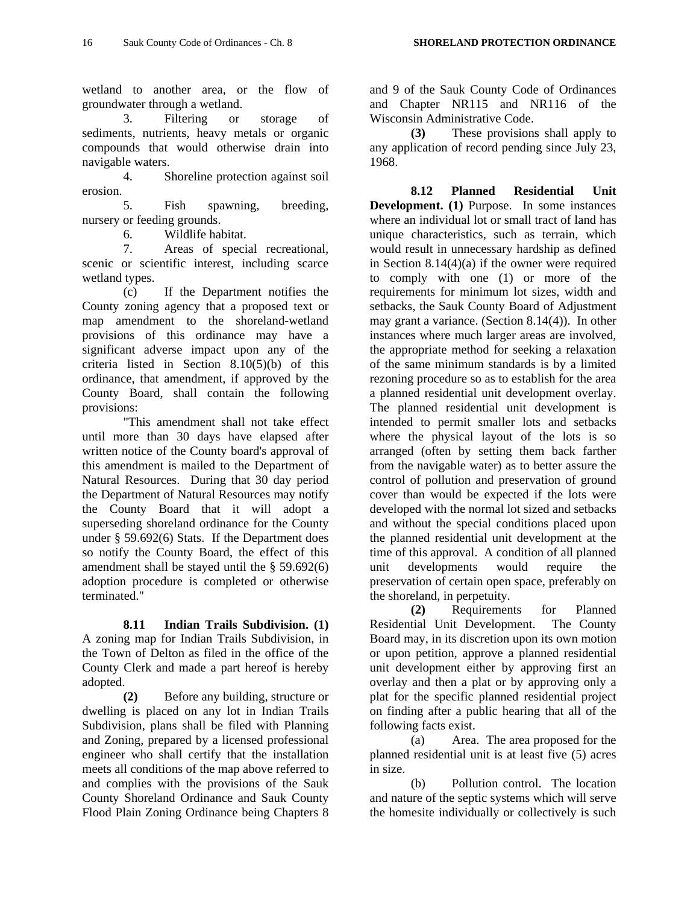wetland to another area, or the flow of groundwater through a wetland.

3. Filtering or storage of sediments, nutrients, heavy metals or organic compounds that would otherwise drain into navigable waters.

4. Shoreline protection against soil erosion.

5. Fish spawning, breeding, nursery or feeding grounds.

6. Wildlife habitat.

7. Areas of special recreational, scenic or scientific interest, including scarce wetland types.

(c) If the Department notifies the County zoning agency that a proposed text or map amendment to the shoreland-wetland provisions of this ordinance may have a significant adverse impact upon any of the criteria listed in Section 8.10(5)(b) of this ordinance, that amendment, if approved by the County Board, shall contain the following provisions:

"This amendment shall not take effect until more than 30 days have elapsed after written notice of the County board's approval of this amendment is mailed to the Department of Natural Resources. During that 30 day period the Department of Natural Resources may notify the County Board that it will adopt a superseding shoreland ordinance for the County under § 59.692(6) Stats. If the Department does so notify the County Board, the effect of this amendment shall be stayed until the § 59.692(6) adoption procedure is completed or otherwise terminated."

**8.11 Indian Trails Subdivision. (1)** A zoning map for Indian Trails Subdivision, in the Town of Delton as filed in the office of the County Clerk and made a part hereof is hereby adopted.

**(2)** Before any building, structure or dwelling is placed on any lot in Indian Trails Subdivision, plans shall be filed with Planning and Zoning, prepared by a licensed professional engineer who shall certify that the installation meets all conditions of the map above referred to and complies with the provisions of the Sauk County Shoreland Ordinance and Sauk County Flood Plain Zoning Ordinance being Chapters 8 and 9 of the Sauk County Code of Ordinances and Chapter NR115 and NR116 of the Wisconsin Administrative Code.

**(3)** These provisions shall apply to any application of record pending since July 23, 1968.

**8.12 Planned Residential Unit Development. (1)** Purpose. In some instances where an individual lot or small tract of land has unique characteristics, such as terrain, which would result in unnecessary hardship as defined in Section 8.14(4)(a) if the owner were required to comply with one (1) or more of the requirements for minimum lot sizes, width and setbacks, the Sauk County Board of Adjustment may grant a variance. (Section 8.14(4)). In other instances where much larger areas are involved, the appropriate method for seeking a relaxation of the same minimum standards is by a limited rezoning procedure so as to establish for the area a planned residential unit development overlay. The planned residential unit development is intended to permit smaller lots and setbacks where the physical layout of the lots is so arranged (often by setting them back farther from the navigable water) as to better assure the control of pollution and preservation of ground cover than would be expected if the lots were developed with the normal lot sized and setbacks and without the special conditions placed upon the planned residential unit development at the time of this approval. A condition of all planned unit developments would require the preservation of certain open space, preferably on the shoreland, in perpetuity.

**(2)** Requirements for Planned Residential Unit Development. The County Board may, in its discretion upon its own motion or upon petition, approve a planned residential unit development either by approving first an overlay and then a plat or by approving only a plat for the specific planned residential project on finding after a public hearing that all of the following facts exist.

(a) Area. The area proposed for the planned residential unit is at least five (5) acres in size.

(b) Pollution control. The location and nature of the septic systems which will serve the homesite individually or collectively is such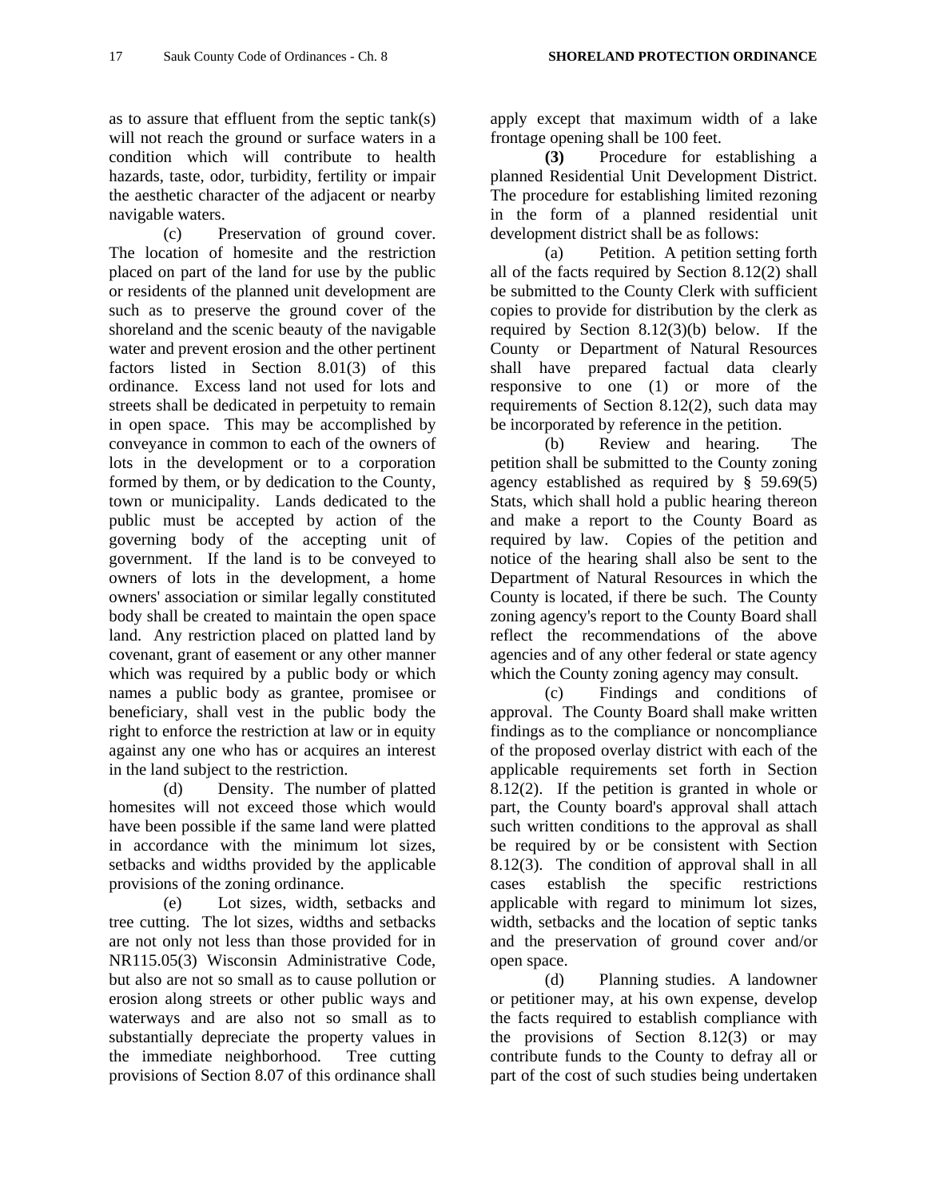as to assure that effluent from the septic tank(s) will not reach the ground or surface waters in a condition which will contribute to health hazards, taste, odor, turbidity, fertility or impair the aesthetic character of the adjacent or nearby navigable waters.

(c) Preservation of ground cover. The location of homesite and the restriction placed on part of the land for use by the public or residents of the planned unit development are such as to preserve the ground cover of the shoreland and the scenic beauty of the navigable water and prevent erosion and the other pertinent factors listed in Section 8.01(3) of this ordinance. Excess land not used for lots and streets shall be dedicated in perpetuity to remain in open space. This may be accomplished by conveyance in common to each of the owners of lots in the development or to a corporation formed by them, or by dedication to the County, town or municipality. Lands dedicated to the public must be accepted by action of the governing body of the accepting unit of government. If the land is to be conveyed to owners of lots in the development, a home owners' association or similar legally constituted body shall be created to maintain the open space land. Any restriction placed on platted land by covenant, grant of easement or any other manner which was required by a public body or which names a public body as grantee, promisee or beneficiary, shall vest in the public body the right to enforce the restriction at law or in equity against any one who has or acquires an interest in the land subject to the restriction.

(d) Density. The number of platted homesites will not exceed those which would have been possible if the same land were platted in accordance with the minimum lot sizes, setbacks and widths provided by the applicable provisions of the zoning ordinance.

(e) Lot sizes, width, setbacks and tree cutting. The lot sizes, widths and setbacks are not only not less than those provided for in NR115.05(3) Wisconsin Administrative Code, but also are not so small as to cause pollution or erosion along streets or other public ways and waterways and are also not so small as to substantially depreciate the property values in the immediate neighborhood. Tree cutting provisions of Section 8.07 of this ordinance shall apply except that maximum width of a lake frontage opening shall be 100 feet.

**(3)** Procedure for establishing a planned Residential Unit Development District. The procedure for establishing limited rezoning in the form of a planned residential unit development district shall be as follows:

(a) Petition. A petition setting forth all of the facts required by Section 8.12(2) shall be submitted to the County Clerk with sufficient copies to provide for distribution by the clerk as required by Section 8.12(3)(b) below. If the County or Department of Natural Resources shall have prepared factual data clearly responsive to one (1) or more of the requirements of Section 8.12(2), such data may be incorporated by reference in the petition.

(b) Review and hearing. The petition shall be submitted to the County zoning agency established as required by § 59.69(5) Stats, which shall hold a public hearing thereon and make a report to the County Board as required by law. Copies of the petition and notice of the hearing shall also be sent to the Department of Natural Resources in which the County is located, if there be such. The County zoning agency's report to the County Board shall reflect the recommendations of the above agencies and of any other federal or state agency which the County zoning agency may consult.

(c) Findings and conditions of approval. The County Board shall make written findings as to the compliance or noncompliance of the proposed overlay district with each of the applicable requirements set forth in Section 8.12(2). If the petition is granted in whole or part, the County board's approval shall attach such written conditions to the approval as shall be required by or be consistent with Section 8.12(3). The condition of approval shall in all cases establish the specific restrictions applicable with regard to minimum lot sizes, width, setbacks and the location of septic tanks and the preservation of ground cover and/or open space.

(d) Planning studies. A landowner or petitioner may, at his own expense, develop the facts required to establish compliance with the provisions of Section 8.12(3) or may contribute funds to the County to defray all or part of the cost of such studies being undertaken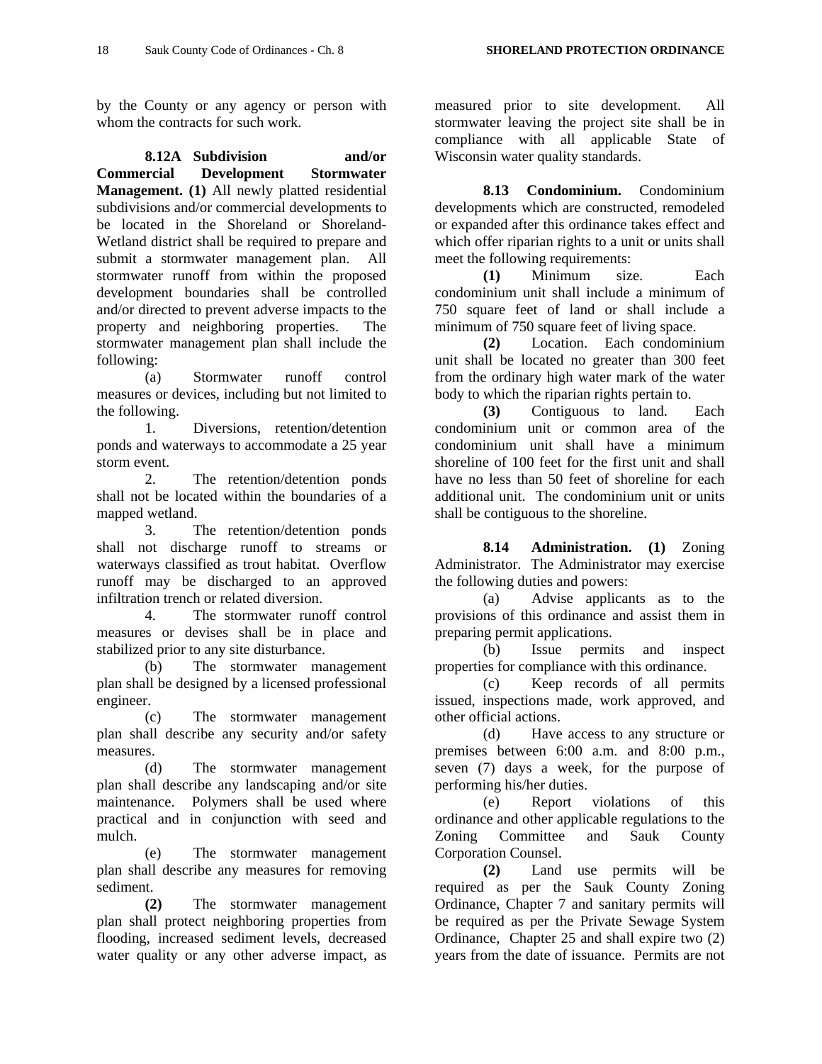by the County or any agency or person with whom the contracts for such work.

**8.12A Subdivision and/or Commercial Development Stormwater Management. (1)** All newly platted residential subdivisions and/or commercial developments to be located in the Shoreland or Shoreland-Wetland district shall be required to prepare and submit a stormwater management plan. All stormwater runoff from within the proposed development boundaries shall be controlled and/or directed to prevent adverse impacts to the property and neighboring properties. The stormwater management plan shall include the following:

(a) Stormwater runoff control measures or devices, including but not limited to the following.

1. Diversions, retention/detention ponds and waterways to accommodate a 25 year storm event.

2. The retention/detention ponds shall not be located within the boundaries of a mapped wetland.

3. The retention/detention ponds shall not discharge runoff to streams or waterways classified as trout habitat. Overflow runoff may be discharged to an approved infiltration trench or related diversion.

4. The stormwater runoff control measures or devises shall be in place and stabilized prior to any site disturbance.

(b) The stormwater management plan shall be designed by a licensed professional engineer.

(c) The stormwater management plan shall describe any security and/or safety measures.

(d) The stormwater management plan shall describe any landscaping and/or site maintenance. Polymers shall be used where practical and in conjunction with seed and mulch.

(e) The stormwater management plan shall describe any measures for removing sediment.

**(2)** The stormwater management plan shall protect neighboring properties from flooding, increased sediment levels, decreased water quality or any other adverse impact, as measured prior to site development. All stormwater leaving the project site shall be in compliance with all applicable State of Wisconsin water quality standards.

**8.13 Condominium.** Condominium developments which are constructed, remodeled or expanded after this ordinance takes effect and which offer riparian rights to a unit or units shall meet the following requirements:

**(1)** Minimum size. Each condominium unit shall include a minimum of 750 square feet of land or shall include a minimum of 750 square feet of living space.

**(2)** Location. Each condominium unit shall be located no greater than 300 feet from the ordinary high water mark of the water body to which the riparian rights pertain to.

**(3)** Contiguous to land. Each condominium unit or common area of the condominium unit shall have a minimum shoreline of 100 feet for the first unit and shall have no less than 50 feet of shoreline for each additional unit. The condominium unit or units shall be contiguous to the shoreline.

**8.14 Administration. (1)** Zoning Administrator. The Administrator may exercise the following duties and powers:

(a) Advise applicants as to the provisions of this ordinance and assist them in preparing permit applications.

(b) Issue permits and inspect properties for compliance with this ordinance.

(c) Keep records of all permits issued, inspections made, work approved, and other official actions.

(d) Have access to any structure or premises between 6:00 a.m. and 8:00 p.m., seven (7) days a week, for the purpose of performing his/her duties.

(e) Report violations of this ordinance and other applicable regulations to the Zoning Committee and Sauk County Corporation Counsel.

**(2)** Land use permits will be required as per the Sauk County Zoning Ordinance, Chapter 7 and sanitary permits will be required as per the Private Sewage System Ordinance, Chapter 25 and shall expire two (2) years from the date of issuance. Permits are not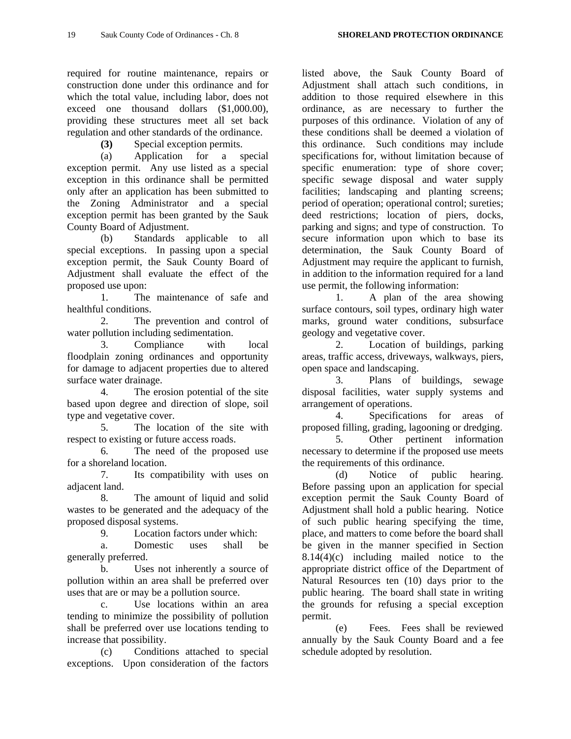required for routine maintenance, repairs or construction done under this ordinance and for which the total value, including labor, does not exceed one thousand dollars ($1,000.00), providing these structures meet all set back regulation and other standards of the ordinance.

**(3)** Special exception permits.

(a) Application for a special exception permit. Any use listed as a special exception in this ordinance shall be permitted only after an application has been submitted to the Zoning Administrator and a special exception permit has been granted by the Sauk County Board of Adjustment.

(b) Standards applicable to all special exceptions. In passing upon a special exception permit, the Sauk County Board of Adjustment shall evaluate the effect of the proposed use upon:

1. The maintenance of safe and healthful conditions.

2. The prevention and control of water pollution including sedimentation.

3. Compliance with local floodplain zoning ordinances and opportunity for damage to adjacent properties due to altered surface water drainage.

4. The erosion potential of the site based upon degree and direction of slope, soil type and vegetative cover.

5. The location of the site with respect to existing or future access roads.

6. The need of the proposed use for a shoreland location.

7. Its compatibility with uses on adjacent land.

8. The amount of liquid and solid wastes to be generated and the adequacy of the proposed disposal systems.

9. Location factors under which:

a. Domestic uses shall be generally preferred.

b. Uses not inherently a source of pollution within an area shall be preferred over uses that are or may be a pollution source.

c. Use locations within an area tending to minimize the possibility of pollution shall be preferred over use locations tending to increase that possibility.

(c) Conditions attached to special exceptions. Upon consideration of the factors listed above, the Sauk County Board of Adjustment shall attach such conditions, in addition to those required elsewhere in this ordinance, as are necessary to further the purposes of this ordinance. Violation of any of these conditions shall be deemed a violation of this ordinance. Such conditions may include specifications for, without limitation because of specific enumeration: type of shore cover; specific sewage disposal and water supply facilities; landscaping and planting screens; period of operation; operational control; sureties; deed restrictions; location of piers, docks, parking and signs; and type of construction. To secure information upon which to base its determination, the Sauk County Board of Adjustment may require the applicant to furnish, in addition to the information required for a land use permit, the following information:

1. A plan of the area showing surface contours, soil types, ordinary high water marks, ground water conditions, subsurface geology and vegetative cover.

2. Location of buildings, parking areas, traffic access, driveways, walkways, piers, open space and landscaping.

3. Plans of buildings, sewage disposal facilities, water supply systems and arrangement of operations.

4. Specifications for areas of proposed filling, grading, lagooning or dredging.

5. Other pertinent information necessary to determine if the proposed use meets the requirements of this ordinance.

(d) Notice of public hearing. Before passing upon an application for special exception permit the Sauk County Board of Adjustment shall hold a public hearing. Notice of such public hearing specifying the time, place, and matters to come before the board shall be given in the manner specified in Section 8.14(4)(c) including mailed notice to the appropriate district office of the Department of Natural Resources ten (10) days prior to the public hearing. The board shall state in writing the grounds for refusing a special exception permit.

(e) Fees. Fees shall be reviewed annually by the Sauk County Board and a fee schedule adopted by resolution.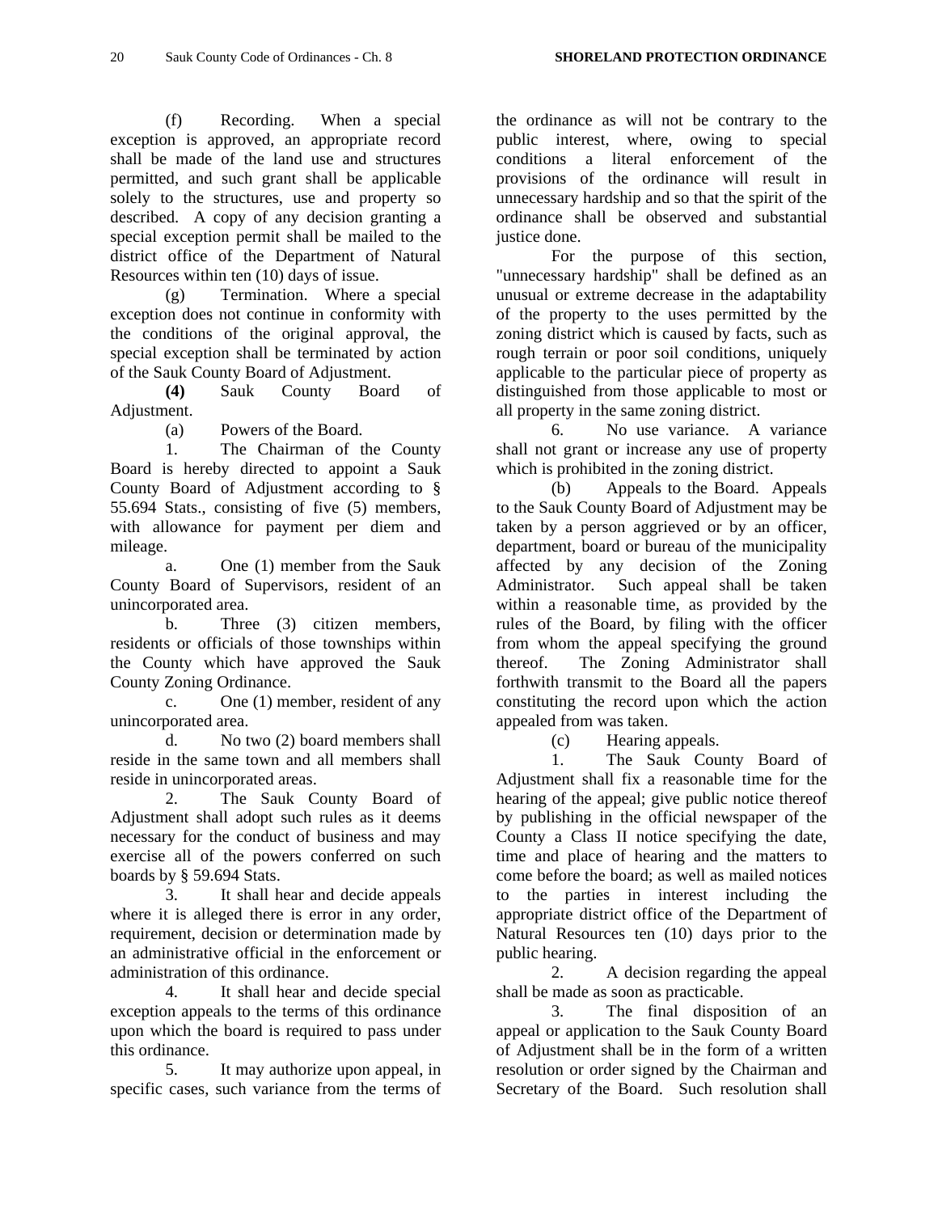(f) Recording. When a special exception is approved, an appropriate record shall be made of the land use and structures permitted, and such grant shall be applicable solely to the structures, use and property so described. A copy of any decision granting a special exception permit shall be mailed to the district office of the Department of Natural Resources within ten (10) days of issue.

(g) Termination. Where a special exception does not continue in conformity with the conditions of the original approval, the special exception shall be terminated by action of the Sauk County Board of Adjustment.

**(4)** Sauk County Board of Adjustment.

(a) Powers of the Board.

1. The Chairman of the County Board is hereby directed to appoint a Sauk County Board of Adjustment according to § 55.694 Stats., consisting of five (5) members, with allowance for payment per diem and mileage.

a. One (1) member from the Sauk County Board of Supervisors, resident of an unincorporated area.

b. Three (3) citizen members, residents or officials of those townships within the County which have approved the Sauk County Zoning Ordinance.

c. One (1) member, resident of any unincorporated area.

d. No two (2) board members shall reside in the same town and all members shall reside in unincorporated areas.

2. The Sauk County Board of Adjustment shall adopt such rules as it deems necessary for the conduct of business and may exercise all of the powers conferred on such boards by § 59.694 Stats.

3. It shall hear and decide appeals where it is alleged there is error in any order, requirement, decision or determination made by an administrative official in the enforcement or administration of this ordinance.

4. It shall hear and decide special exception appeals to the terms of this ordinance upon which the board is required to pass under this ordinance.

5. It may authorize upon appeal, in specific cases, such variance from the terms of the ordinance as will not be contrary to the public interest, where, owing to special conditions a literal enforcement of the provisions of the ordinance will result in unnecessary hardship and so that the spirit of the ordinance shall be observed and substantial justice done.

For the purpose of this section, "unnecessary hardship" shall be defined as an unusual or extreme decrease in the adaptability of the property to the uses permitted by the zoning district which is caused by facts, such as rough terrain or poor soil conditions, uniquely applicable to the particular piece of property as distinguished from those applicable to most or all property in the same zoning district.

6. No use variance. A variance shall not grant or increase any use of property which is prohibited in the zoning district.

(b) Appeals to the Board. Appeals to the Sauk County Board of Adjustment may be taken by a person aggrieved or by an officer, department, board or bureau of the municipality affected by any decision of the Zoning Administrator. Such appeal shall be taken within a reasonable time, as provided by the rules of the Board, by filing with the officer from whom the appeal specifying the ground thereof. The Zoning Administrator shall forthwith transmit to the Board all the papers constituting the record upon which the action appealed from was taken.

(c) Hearing appeals.

1. The Sauk County Board of Adjustment shall fix a reasonable time for the hearing of the appeal; give public notice thereof by publishing in the official newspaper of the County a Class II notice specifying the date, time and place of hearing and the matters to come before the board; as well as mailed notices to the parties in interest including the appropriate district office of the Department of Natural Resources ten (10) days prior to the public hearing.

2. A decision regarding the appeal shall be made as soon as practicable.

3. The final disposition of an appeal or application to the Sauk County Board of Adjustment shall be in the form of a written resolution or order signed by the Chairman and Secretary of the Board. Such resolution shall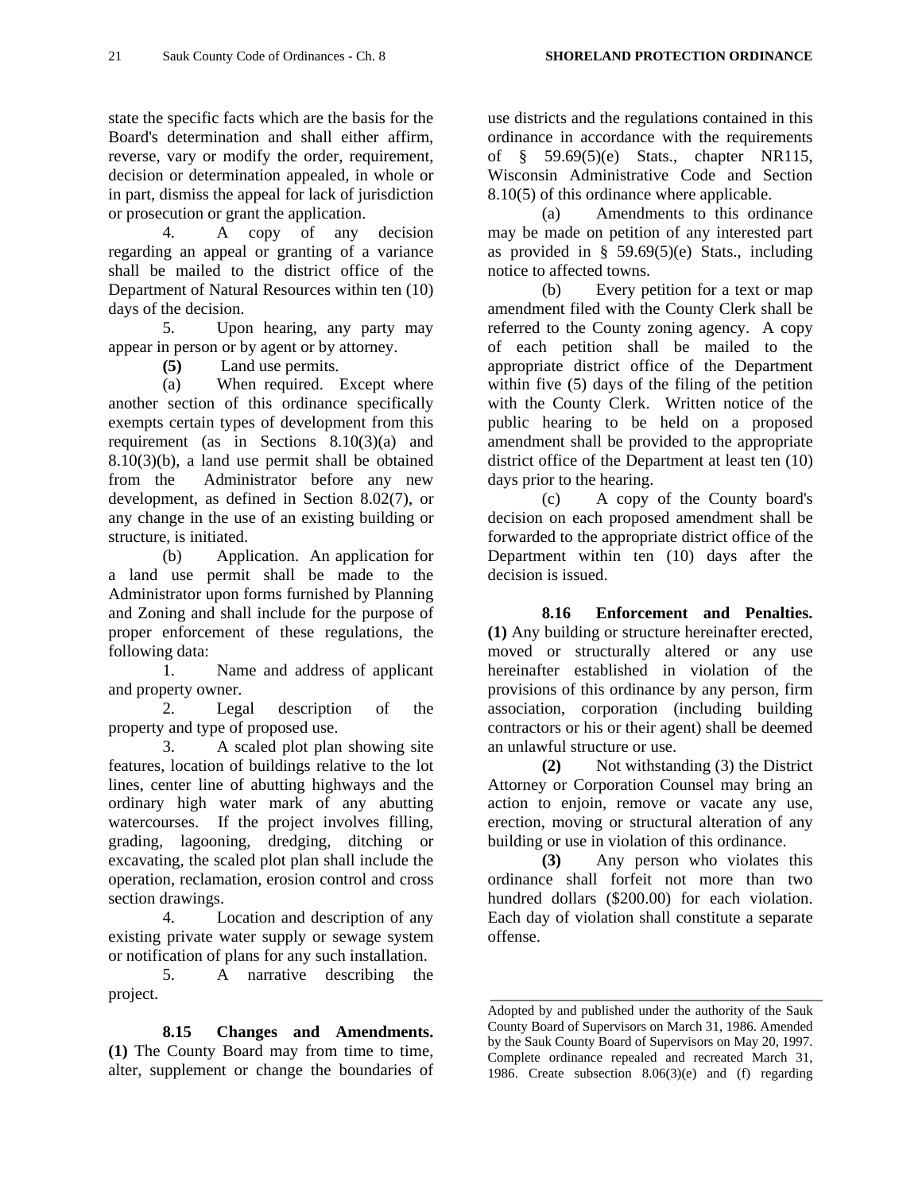state the specific facts which are the basis for the Board's determination and shall either affirm, reverse, vary or modify the order, requirement, decision or determination appealed, in whole or in part, dismiss the appeal for lack of jurisdiction or prosecution or grant the application.

4. A copy of any decision regarding an appeal or granting of a variance shall be mailed to the district office of the Department of Natural Resources within ten (10) days of the decision.

5. Upon hearing, any party may appear in person or by agent or by attorney.

**(5)** Land use permits.

(a) When required. Except where another section of this ordinance specifically exempts certain types of development from this requirement (as in Sections 8.10(3)(a) and 8.10(3)(b), a land use permit shall be obtained from the Administrator before any new development, as defined in Section 8.02(7), or any change in the use of an existing building or structure, is initiated.

(b) Application. An application for a land use permit shall be made to the Administrator upon forms furnished by Planning and Zoning and shall include for the purpose of proper enforcement of these regulations, the following data:

1. Name and address of applicant and property owner.

2. Legal description of the property and type of proposed use.

3. A scaled plot plan showing site features, location of buildings relative to the lot lines, center line of abutting highways and the ordinary high water mark of any abutting watercourses. If the project involves filling, grading, lagooning, dredging, ditching or excavating, the scaled plot plan shall include the operation, reclamation, erosion control and cross section drawings.

4. Location and description of any existing private water supply or sewage system or notification of plans for any such installation.

5. A narrative describing the project.

**8.15 Changes and Amendments.** **(1)** The County Board may from time to time, alter, supplement or change the boundaries of use districts and the regulations contained in this ordinance in accordance with the requirements of § 59.69(5)(e) Stats., chapter NR115, Wisconsin Administrative Code and Section 8.10(5) of this ordinance where applicable.

(a) Amendments to this ordinance may be made on petition of any interested part as provided in § 59.69(5)(e) Stats., including notice to affected towns.

(b) Every petition for a text or map amendment filed with the County Clerk shall be referred to the County zoning agency. A copy of each petition shall be mailed to the appropriate district office of the Department within five (5) days of the filing of the petition with the County Clerk. Written notice of the public hearing to be held on a proposed amendment shall be provided to the appropriate district office of the Department at least ten (10) days prior to the hearing.

(c) A copy of the County board's decision on each proposed amendment shall be forwarded to the appropriate district office of the Department within ten (10) days after the decision is issued.

**8.16 Enforcement and Penalties.** **(1)** Any building or structure hereinafter erected, moved or structurally altered or any use hereinafter established in violation of the provisions of this ordinance by any person, firm association, corporation (including building contractors or his or their agent) shall be deemed an unlawful structure or use.

**(2)** Not withstanding (3) the District Attorney or Corporation Counsel may bring an action to enjoin, remove or vacate any use, erection, moving or structural alteration of any building or use in violation of this ordinance.

**(3)** Any person who violates this ordinance shall forfeit not more than two hundred dollars ($200.00) for each violation. Each day of violation shall constitute a separate offense.

---

Adopted by and published under the authority of the Sauk County Board of Supervisors on March 31, 1986. Amended by the Sauk County Board of Supervisors on May 20, 1997. Complete ordinance repealed and recreated March 31, 1986. Create subsection 8.06(3)(e) and (f) regarding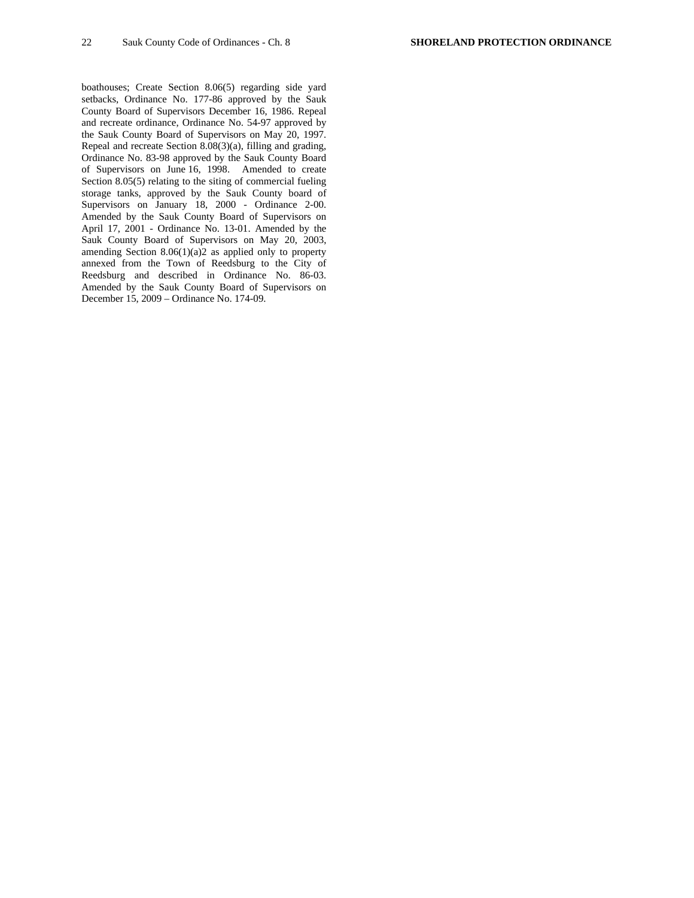boathouses; Create Section 8.06(5) regarding side yard setbacks, Ordinance No. 177-86 approved by the Sauk County Board of Supervisors December 16, 1986. Repeal and recreate ordinance, Ordinance No. 54-97 approved by the Sauk County Board of Supervisors on May 20, 1997. Repeal and recreate Section 8.08(3)(a), filling and grading, Ordinance No. 83-98 approved by the Sauk County Board of Supervisors on June 16, 1998. Amended to create Section 8.05(5) relating to the siting of commercial fueling storage tanks, approved by the Sauk County board of Supervisors on January 18, 2000 - Ordinance 2-00. Amended by the Sauk County Board of Supervisors on April 17, 2001 - Ordinance No. 13-01. Amended by the Sauk County Board of Supervisors on May 20, 2003, amending Section 8.06(1)(a)2 as applied only to property annexed from the Town of Reedsburg to the City of Reedsburg and described in Ordinance No. 86-03. Amended by the Sauk County Board of Supervisors on December 15, 2009 – Ordinance No. 174-09.